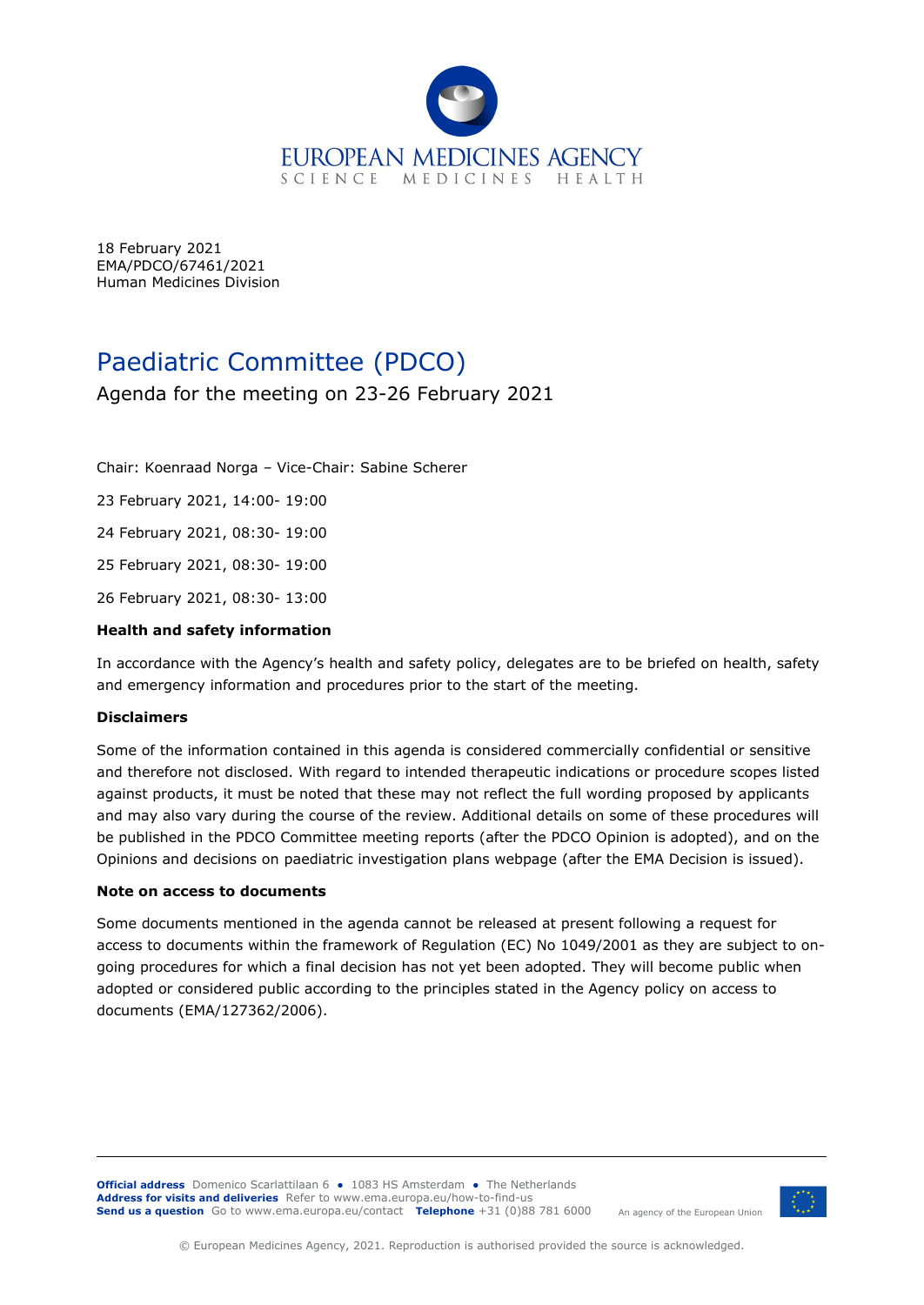18 February 2021
EMA/PDCO/67461/2021
Human Medicines Division

# Paediatric Committee (PDCO)

## Agenda for the meeting on 23-26 February 2021

Chair: Koenraad Norga – Vice-Chair: Sabine Scherer

23 February 2021, 14:00- 19:00

24 February 2021, 08:30- 19:00

25 February 2021, 08:30- 19:00

26 February 2021, 08:30- 13:00

**Health and safety information**

In accordance with the Agency's health and safety policy, delegates are to be briefed on health, safety and emergency information and procedures prior to the start of the meeting.

**Disclaimers**

Some of the information contained in this agenda is considered commercially confidential or sensitive and therefore not disclosed. With regard to intended therapeutic indications or procedure scopes listed against products, it must be noted that these may not reflect the full wording proposed by applicants and may also vary during the course of the review. Additional details on some of these procedures will be published in the PDCO Committee meeting reports (after the PDCO Opinion is adopted), and on the Opinions and decisions on paediatric investigation plans webpage (after the EMA Decision is issued).

**Note on access to documents**

Some documents mentioned in the agenda cannot be released at present following a request for access to documents within the framework of Regulation (EC) No 1049/2001 as they are subject to on-going procedures for which a final decision has not yet been adopted. They will become public when adopted or considered public according to the principles stated in the Agency policy on access to documents (EMA/127362/2006).

**Official address** Domenico Scarlattilaan 6 ● 1083 HS Amsterdam ● The Netherlands
**Address for visits and deliveries** Refer to www.ema.europa.eu/how-to-find-us
**Send us a question** Go to www.ema.europa.eu/contact **Telephone** +31 (0)88 781 6000

An agency of the European Union

© European Medicines Agency, 2021. Reproduction is authorised provided the source is acknowledged.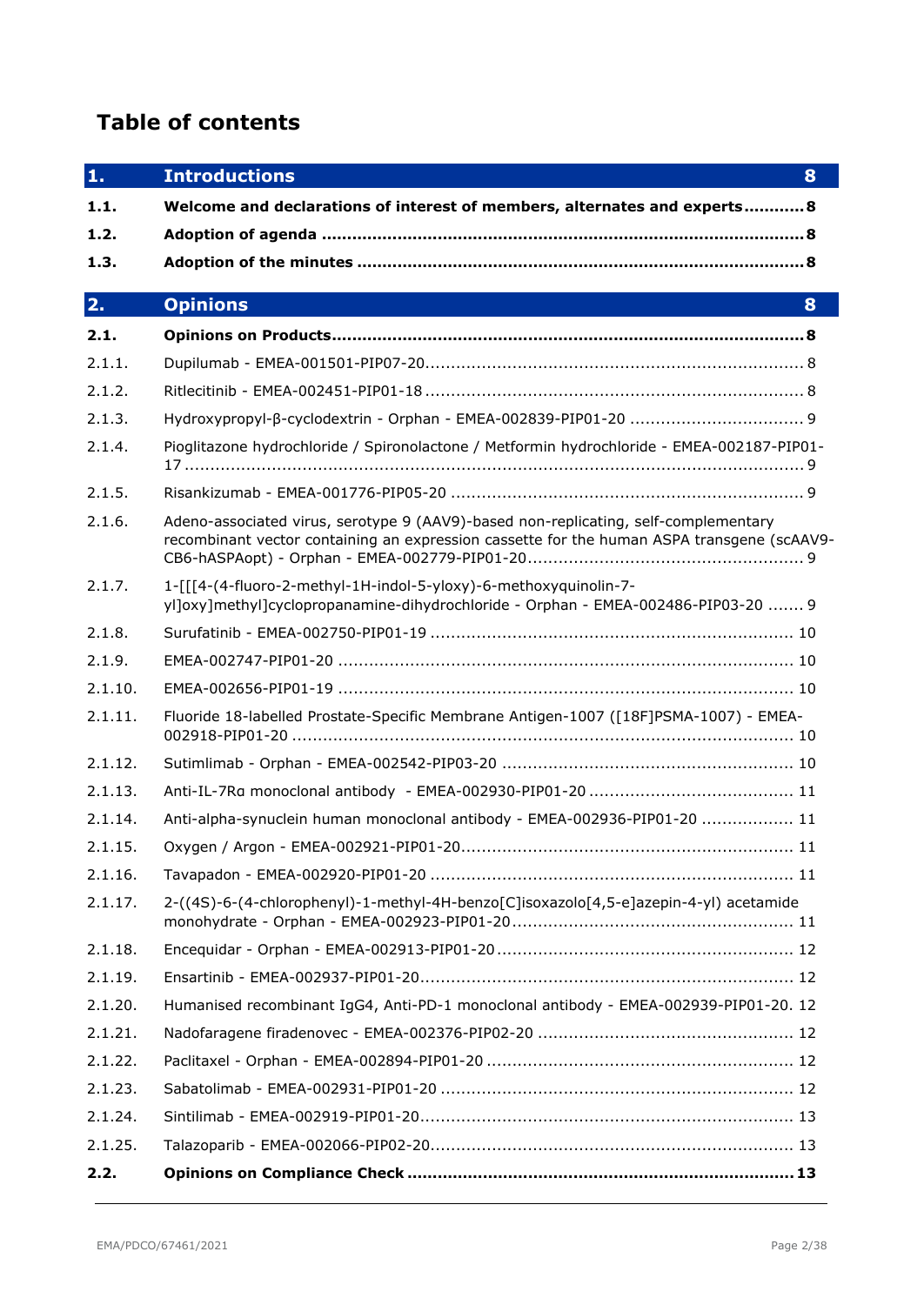# Table of contents

| | | |
|---|---|---|
| **1.** | **Introductions** | **8** |
| **1.1.** | **Welcome and declarations of interest of members, alternates and experts** | **8** |
| **1.2.** | **Adoption of agenda** | **8** |
| **1.3.** | **Adoption of the minutes** | **8** |
| **2.** | **Opinions** | **8** |
| **2.1.** | **Opinions on Products** | **8** |
| 2.1.1. | Dupilumab - EMEA-001501-PIP07-20 | 8 |
| 2.1.2. | Ritlecitinib - EMEA-002451-PIP01-18 | 8 |
| 2.1.3. | Hydroxypropyl-β-cyclodextrin - Orphan - EMEA-002839-PIP01-20 | 9 |
| 2.1.4. | Pioglitazone hydrochloride / Spironolactone / Metformin hydrochloride - EMEA-002187-PIP01-17 | 9 |
| 2.1.5. | Risankizumab - EMEA-001776-PIP05-20 | 9 |
| 2.1.6. | Adeno-associated virus, serotype 9 (AAV9)-based non-replicating, self-complementary recombinant vector containing an expression cassette for the human ASPA transgene (scAAV9-CB6-hASPAopt) - Orphan - EMEA-002779-PIP01-20 | 9 |
| 2.1.7. | 1-[[[4-(4-fluoro-2-methyl-1H-indol-5-yloxy)-6-methoxyquinolin-7-yl]oxy]methyl]cyclopropanamine-dihydrochloride - Orphan - EMEA-002486-PIP03-20 | 9 |
| 2.1.8. | Surufatinib - EMEA-002750-PIP01-19 | 10 |
| 2.1.9. | EMEA-002747-PIP01-20 | 10 |
| 2.1.10. | EMEA-002656-PIP01-19 | 10 |
| 2.1.11. | Fluoride 18-labelled Prostate-Specific Membrane Antigen-1007 ([18F]PSMA-1007) - EMEA-002918-PIP01-20 | 10 |
| 2.1.12. | Sutimlimab - Orphan - EMEA-002542-PIP03-20 | 10 |
| 2.1.13. | Anti-IL-7Rα monoclonal antibody - EMEA-002930-PIP01-20 | 11 |
| 2.1.14. | Anti-alpha-synuclein human monoclonal antibody - EMEA-002936-PIP01-20 | 11 |
| 2.1.15. | Oxygen / Argon - EMEA-002921-PIP01-20 | 11 |
| 2.1.16. | Tavapadon - EMEA-002920-PIP01-20 | 11 |
| 2.1.17. | 2-((4S)-6-(4-chlorophenyl)-1-methyl-4H-benzo[C]isoxazolo[4,5-e]azepin-4-yl) acetamide monohydrate - Orphan - EMEA-002923-PIP01-20 | 11 |
| 2.1.18. | Encequidar - Orphan - EMEA-002913-PIP01-20 | 12 |
| 2.1.19. | Ensartinib - EMEA-002937-PIP01-20 | 12 |
| 2.1.20. | Humanised recombinant IgG4, Anti-PD-1 monoclonal antibody - EMEA-002939-PIP01-20 | 12 |
| 2.1.21. | Nadofaragene firadenovec - EMEA-002376-PIP02-20 | 12 |
| 2.1.22. | Paclitaxel - Orphan - EMEA-002894-PIP01-20 | 12 |
| 2.1.23. | Sabatolimab - EMEA-002931-PIP01-20 | 12 |
| 2.1.24. | Sintilimab - EMEA-002919-PIP01-20 | 13 |
| 2.1.25. | Talazoparib - EMEA-002066-PIP02-20 | 13 |
| **2.2.** | **Opinions on Compliance Check** | **13** |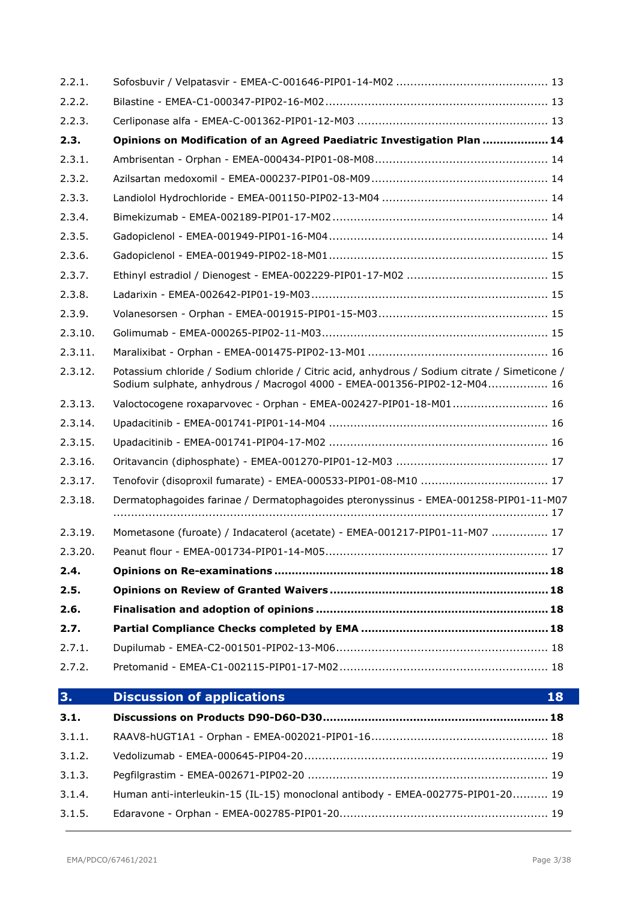| | | |
|---|---|---|
| 2.2.1. | Sofosbuvir / Velpatasvir - EMEA-C-001646-PIP01-14-M02 | 13 |
| 2.2.2. | Bilastine - EMEA-C1-000347-PIP02-16-M02 | 13 |
| 2.2.3. | Cerliponase alfa - EMEA-C-001362-PIP01-12-M03 | 13 |
| **2.3.** | **Opinions on Modification of an Agreed Paediatric Investigation Plan** | **14** |
| 2.3.1. | Ambrisentan - Orphan - EMEA-000434-PIP01-08-M08 | 14 |
| 2.3.2. | Azilsartan medoxomil - EMEA-000237-PIP01-08-M09 | 14 |
| 2.3.3. | Landiolol Hydrochloride - EMEA-001150-PIP02-13-M04 | 14 |
| 2.3.4. | Bimekizumab - EMEA-002189-PIP01-17-M02 | 14 |
| 2.3.5. | Gadopiclenol - EMEA-001949-PIP01-16-M04 | 14 |
| 2.3.6. | Gadopiclenol - EMEA-001949-PIP02-18-M01 | 15 |
| 2.3.7. | Ethinyl estradiol / Dienogest - EMEA-002229-PIP01-17-M02 | 15 |
| 2.3.8. | Ladarixin - EMEA-002642-PIP01-19-M03 | 15 |
| 2.3.9. | Volanesorsen - Orphan - EMEA-001915-PIP01-15-M03 | 15 |
| 2.3.10. | Golimumab - EMEA-000265-PIP02-11-M03 | 15 |
| 2.3.11. | Maralixibat - Orphan - EMEA-001475-PIP02-13-M01 | 16 |
| 2.3.12. | Potassium chloride / Sodium chloride / Citric acid, anhydrous / Sodium citrate / Simeticone / Sodium sulphate, anhydrous / Macrogol 4000 - EMEA-001356-PIP02-12-M04 | 16 |
| 2.3.13. | Valoctocogene roxaparvovec - Orphan - EMEA-002427-PIP01-18-M01 | 16 |
| 2.3.14. | Upadacitinib - EMEA-001741-PIP01-14-M04 | 16 |
| 2.3.15. | Upadacitinib - EMEA-001741-PIP04-17-M02 | 16 |
| 2.3.16. | Oritavancin (diphosphate) - EMEA-001270-PIP01-12-M03 | 17 |
| 2.3.17. | Tenofovir (disoproxil fumarate) - EMEA-000533-PIP01-08-M10 | 17 |
| 2.3.18. | Dermatophagoides farinae / Dermatophagoides pteronyssinus - EMEA-001258-PIP01-11-M07 | 17 |
| 2.3.19. | Mometasone (furoate) / Indacaterol (acetate) - EMEA-001217-PIP01-11-M07 | 17 |
| 2.3.20. | Peanut flour - EMEA-001734-PIP01-14-M05 | 17 |
| **2.4.** | **Opinions on Re-examinations** | **18** |
| **2.5.** | **Opinions on Review of Granted Waivers** | **18** |
| **2.6.** | **Finalisation and adoption of opinions** | **18** |
| **2.7.** | **Partial Compliance Checks completed by EMA** | **18** |
| 2.7.1. | Dupilumab - EMEA-C2-001501-PIP02-13-M06 | 18 |
| 2.7.2. | Pretomanid - EMEA-C1-002115-PIP01-17-M02 | 18 |
| **3.** | **Discussion of applications** | **18** |
| **3.1.** | **Discussions on Products D90-D60-D30** | **18** |
| 3.1.1. | RAAV8-hUGT1A1 - Orphan - EMEA-002021-PIP01-16 | 18 |
| 3.1.2. | Vedolizumab - EMEA-000645-PIP04-20 | 19 |
| 3.1.3. | Pegfilgrastim - EMEA-002671-PIP02-20 | 19 |
| 3.1.4. | Human anti-interleukin-15 (IL-15) monoclonal antibody - EMEA-002775-PIP01-20 | 19 |
| 3.1.5. | Edaravone - Orphan - EMEA-002785-PIP01-20 | 19 |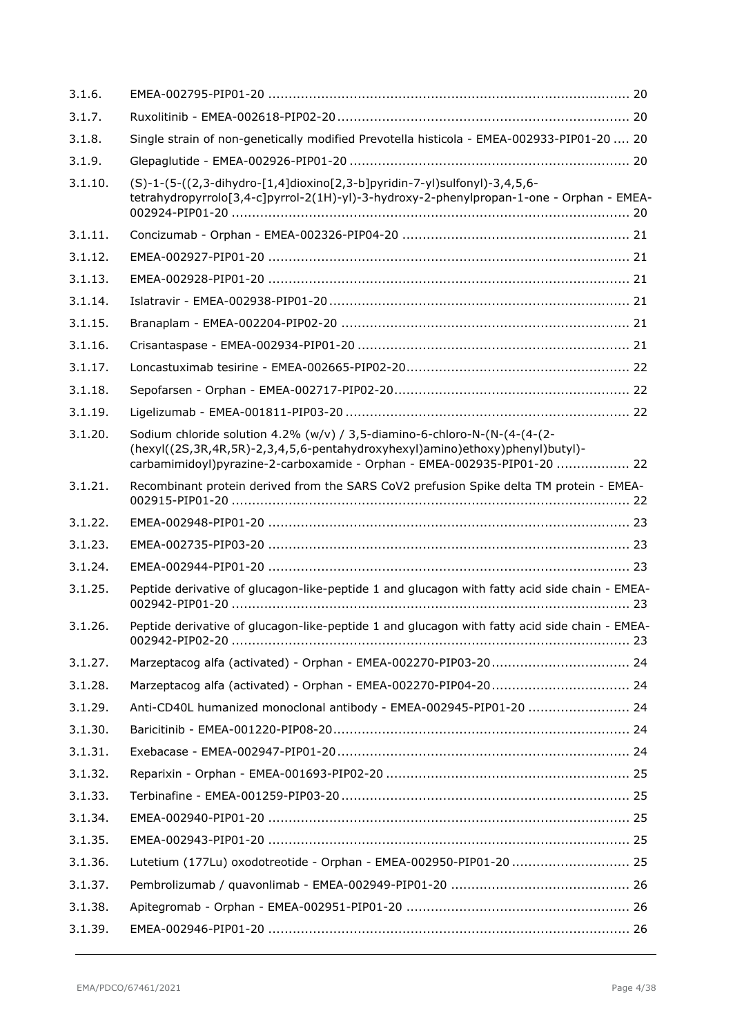3.1.6. EMEA-002795-PIP01-20 ........................................................................................ 20

3.1.7. Ruxolitinib - EMEA-002618-PIP02-20 ....................................................................... 20

3.1.8. Single strain of non-genetically modified Prevotella histicola - EMEA-002933-PIP01-20 .... 20

3.1.9. Glepaglutide - EMEA-002926-PIP01-20 .................................................................... 20

3.1.10. (S)-1-(5-((2,3-dihydro-[1,4]dioxino[2,3-b]pyridin-7-yl)sulfonyl)-3,4,5,6-tetrahydropyrrolo[3,4-c]pyrrol-2(1H)-yl)-3-hydroxy-2-phenylpropan-1-one - Orphan - EMEA-002924-PIP01-20 ................................................................................................. 20

3.1.11. Concizumab - Orphan - EMEA-002326-PIP04-20 ....................................................... 21

3.1.12. EMEA-002927-PIP01-20 ........................................................................................ 21

3.1.13. EMEA-002928-PIP01-20 ........................................................................................ 21

3.1.14. Islatravir - EMEA-002938-PIP01-20 ......................................................................... 21

3.1.15. Branaplam - EMEA-002204-PIP02-20 ...................................................................... 21

3.1.16. Crisantaspase - EMEA-002934-PIP01-20 .................................................................. 21

3.1.17. Loncastuximab tesirine - EMEA-002665-PIP02-20 ...................................................... 22

3.1.18. Sepofarsen - Orphan - EMEA-002717-PIP02-20 ......................................................... 22

3.1.19. Ligelizumab - EMEA-001811-PIP03-20 ..................................................................... 22

3.1.20. Sodium chloride solution 4.2% (w/v) / 3,5-diamino-6-chloro-N-(N-(4-(4-(2-(hexyl((2S,3R,4R,5R)-2,3,4,5,6-pentahydroxyhexyl)amino)ethoxy)phenyl)butyl)-carbamimidoyl)pyrazine-2-carboxamide - Orphan - EMEA-002935-PIP01-20 ................. 22

3.1.21. Recombinant protein derived from the SARS CoV2 prefusion Spike delta TM protein - EMEA-002915-PIP01-20 ................................................................................................. 22

3.1.22. EMEA-002948-PIP01-20 ........................................................................................ 23

3.1.23. EMEA-002735-PIP03-20 ........................................................................................ 23

3.1.24. EMEA-002944-PIP01-20 ........................................................................................ 23

3.1.25. Peptide derivative of glucagon-like-peptide 1 and glucagon with fatty acid side chain - EMEA-002942-PIP01-20 ................................................................................................. 23

3.1.26. Peptide derivative of glucagon-like-peptide 1 and glucagon with fatty acid side chain - EMEA-002942-PIP02-20 ................................................................................................. 23

3.1.27. Marzeptacog alfa (activated) - Orphan - EMEA-002270-PIP03-20 ................................. 24

3.1.28. Marzeptacog alfa (activated) - Orphan - EMEA-002270-PIP04-20 ................................. 24

3.1.29. Anti-CD40L humanized monoclonal antibody - EMEA-002945-PIP01-20 ........................ 24

3.1.30. Baricitinib - EMEA-001220-PIP08-20 ........................................................................ 24

3.1.31. Exebacase - EMEA-002947-PIP01-20 ....................................................................... 24

3.1.32. Reparixin - Orphan - EMEA-001693-PIP02-20 ........................................................... 25

3.1.33. Terbinafine - EMEA-001259-PIP03-20 ...................................................................... 25

3.1.34. EMEA-002940-PIP01-20 ........................................................................................ 25

3.1.35. EMEA-002943-PIP01-20 ........................................................................................ 25

3.1.36. Lutetium (177Lu) oxodotreotide - Orphan - EMEA-002950-PIP01-20 ............................ 25

3.1.37. Pembrolizumab / quavonlimab - EMEA-002949-PIP01-20 ........................................... 26

3.1.38. Apitegromab - Orphan - EMEA-002951-PIP01-20 ...................................................... 26

3.1.39. EMEA-002946-PIP01-20 ........................................................................................ 26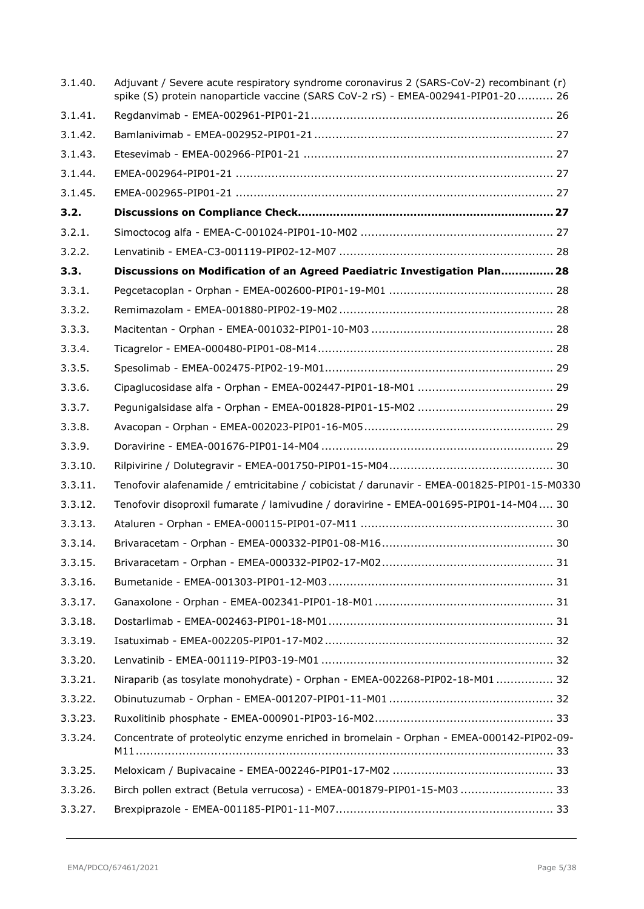3.1.40. Adjuvant / Severe acute respiratory syndrome coronavirus 2 (SARS-CoV-2) recombinant (r) spike (S) protein nanoparticle vaccine (SARS CoV-2 rS) - EMEA-002941-PIP01-20 .......... 26

3.1.41. Regdanvimab - EMEA-002961-PIP01-21 .................................................................... 26

3.1.42. Bamlanivimab - EMEA-002952-PIP01-21 .................................................................. 27

3.1.43. Etesevimab - EMEA-002966-PIP01-21 ..................................................................... 27

3.1.44. EMEA-002964-PIP01-21 ........................................................................................ 27

3.1.45. EMEA-002965-PIP01-21 ........................................................................................ 27

**3.2. Discussions on Compliance Check....................................................................... 27**

3.2.1. Simoctocog alfa - EMEA-C-001024-PIP01-10-M02 ...................................................... 27

3.2.2. Lenvatinib - EMEA-C3-001119-PIP02-12-M07 ........................................................... 28

**3.3. Discussions on Modification of an Agreed Paediatric Investigation Plan............... 28**

3.3.1. Pegcetacoplan - Orphan - EMEA-002600-PIP01-19-M01 ............................................. 28

3.3.2. Remimazolam - EMEA-001880-PIP02-19-M02 ........................................................... 28

3.3.3. Macitentan - Orphan - EMEA-001032-PIP01-10-M03 .................................................. 28

3.3.4. Ticagrelor - EMEA-000480-PIP01-08-M14 ................................................................. 28

3.3.5. Spesolimab - EMEA-002475-PIP02-19-M01 ............................................................... 29

3.3.6. Cipaglucosidase alfa - Orphan - EMEA-002447-PIP01-18-M01 ...................................... 29

3.3.7. Pegunigalsidase alfa - Orphan - EMEA-001828-PIP01-15-M02 ...................................... 29

3.3.8. Avacopan - Orphan - EMEA-002023-PIP01-16-M05 ..................................................... 29

3.3.9. Doravirine - EMEA-001676-PIP01-14-M04 ................................................................ 29

3.3.10. Rilpivirine / Dolutegravir - EMEA-001750-PIP01-15-M04 ............................................. 30

3.3.11. Tenofovir alafenamide / emtricitabine / cobicistat / darunavir - EMEA-001825-PIP01-15-M0330

3.3.12. Tenofovir disoproxil fumarate / lamivudine / doravirine - EMEA-001695-PIP01-14-M04 .... 30

3.3.13. Ataluren - Orphan - EMEA-000115-PIP01-07-M11 ..................................................... 30

3.3.14. Brivaracetam - Orphan - EMEA-000332-PIP01-08-M16 ................................................ 30

3.3.15. Brivaracetam - Orphan - EMEA-000332-PIP02-17-M02 ................................................ 31

3.3.16. Bumetanide - EMEA-001303-PIP01-12-M03 .............................................................. 31

3.3.17. Ganaxolone - Orphan - EMEA-002341-PIP01-18-M01 ................................................. 31

3.3.18. Dostarlimab - EMEA-002463-PIP01-18-M01 .............................................................. 31

3.3.19. Isatuximab - EMEA-002205-PIP01-17-M02 ................................................................ 32

3.3.20. Lenvatinib - EMEA-001119-PIP03-19-M01 ................................................................ 32

3.3.21. Niraparib (as tosylate monohydrate) - Orphan - EMEA-002268-PIP02-18-M01 ................ 32

3.3.22. Obinutuzumab - Orphan - EMEA-001207-PIP01-11-M01 .............................................. 32

3.3.23. Ruxolitinib phosphate - EMEA-000901-PIP03-16-M02 .................................................. 33

3.3.24. Concentrate of proteolytic enzyme enriched in bromelain - Orphan - EMEA-000142-PIP02-09-M11 ..................................................................................................................... 33

3.3.25. Meloxicam / Bupivacaine - EMEA-002246-PIP01-17-M02 ............................................ 33

3.3.26. Birch pollen extract (Betula verrucosa) - EMEA-001879-PIP01-15-M03 .......................... 33

3.3.27. Brexpiprazole - EMEA-001185-PIP01-11-M07 ............................................................ 33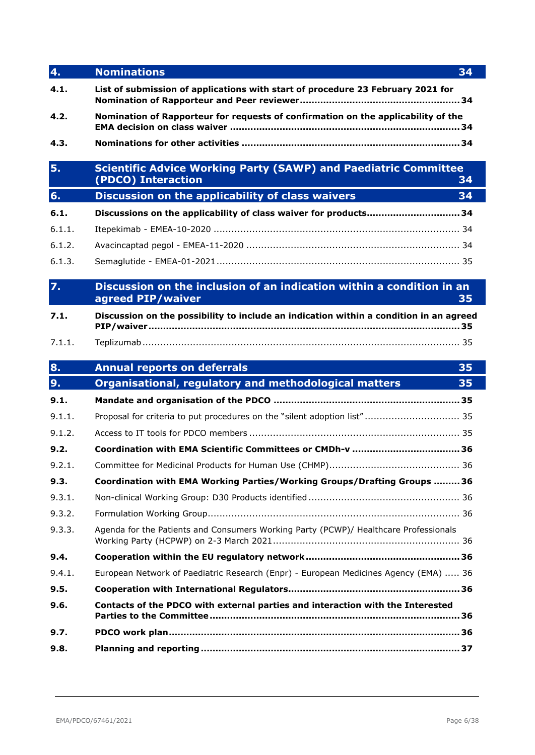## 4. Nominations 34

**4.1. List of submission of applications with start of procedure 23 February 2021 for Nomination of Rapporteur and Peer reviewer ... 34**

**4.2. Nomination of Rapporteur for requests of confirmation on the applicability of the EMA decision on class waiver ... 34**

**4.3. Nominations for other activities ... 34**

## 5. Scientific Advice Working Party (SAWP) and Paediatric Committee (PDCO) Interaction 34

## 6. Discussion on the applicability of class waivers 34

**6.1. Discussions on the applicability of class waiver for products ... 34**

6.1.1. Itepekimab - EMEA-10-2020 ... 34

6.1.2. Avacincaptad pegol - EMEA-11-2020 ... 34

6.1.3. Semaglutide - EMEA-01-2021 ... 35

## 7. Discussion on the inclusion of an indication within a condition in an agreed PIP/waiver 35

**7.1. Discussion on the possibility to include an indication within a condition in an agreed PIP/waiver ... 35**

7.1.1. Teplizumab ... 35

## 8. Annual reports on deferrals 35

## 9. Organisational, regulatory and methodological matters 35

**9.1. Mandate and organisation of the PDCO ... 35**

9.1.1. Proposal for criteria to put procedures on the "silent adoption list" ... 35

9.1.2. Access to IT tools for PDCO members ... 35

**9.2. Coordination with EMA Scientific Committees or CMDh-v ... 36**

9.2.1. Committee for Medicinal Products for Human Use (CHMP) ... 36

**9.3. Coordination with EMA Working Parties/Working Groups/Drafting Groups ... 36**

9.3.1. Non-clinical Working Group: D30 Products identified ... 36

9.3.2. Formulation Working Group ... 36

9.3.3. Agenda for the Patients and Consumers Working Party (PCWP)/ Healthcare Professionals Working Party (HCPWP) on 2-3 March 2021 ... 36

**9.4. Cooperation within the EU regulatory network ... 36**

9.4.1. European Network of Paediatric Research (Enpr) - European Medicines Agency (EMA) ... 36

**9.5. Cooperation with International Regulators ... 36**

**9.6. Contacts of the PDCO with external parties and interaction with the Interested Parties to the Committee ... 36**

**9.7. PDCO work plan ... 36**

**9.8. Planning and reporting ... 37**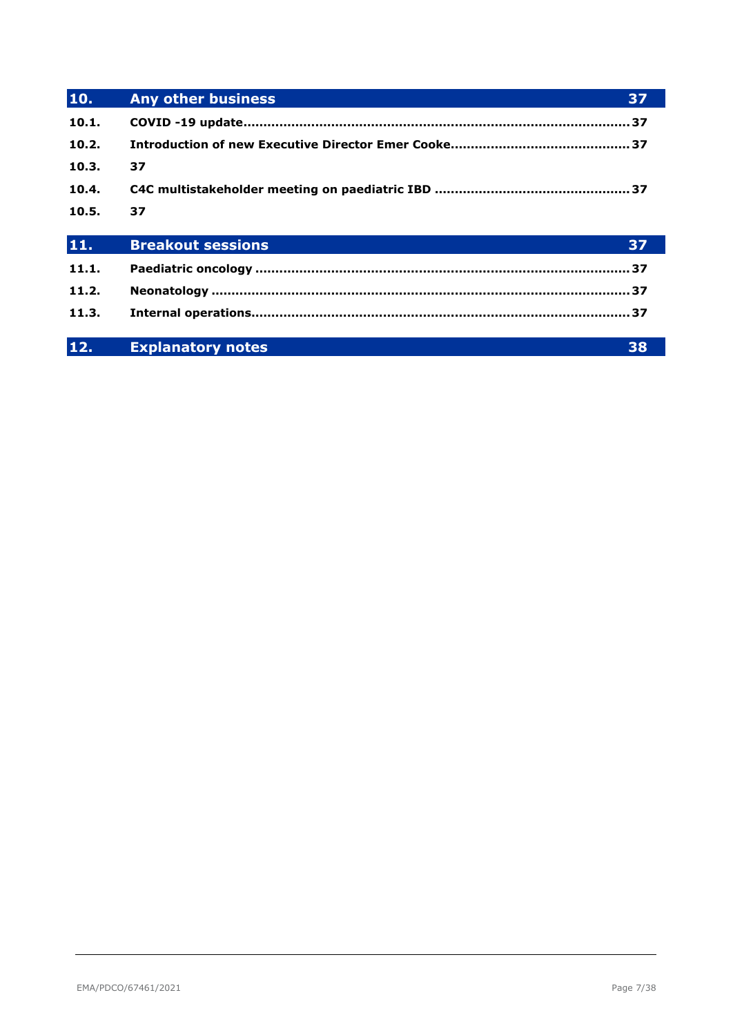| | | |
|---|---|---|
| **10.** | **Any other business** | **37** |
| 10.1. | COVID -19 update | 37 |
| 10.2. | Introduction of new Executive Director Emer Cooke | 37 |
| 10.3. | 37 | |
| 10.4. | C4C multistakeholder meeting on paediatric IBD | 37 |
| 10.5. | 37 | |
| **11.** | **Breakout sessions** | **37** |
| 11.1. | Paediatric oncology | 37 |
| 11.2. | Neonatology | 37 |
| 11.3. | Internal operations | 37 |
| **12.** | **Explanatory notes** | **38** |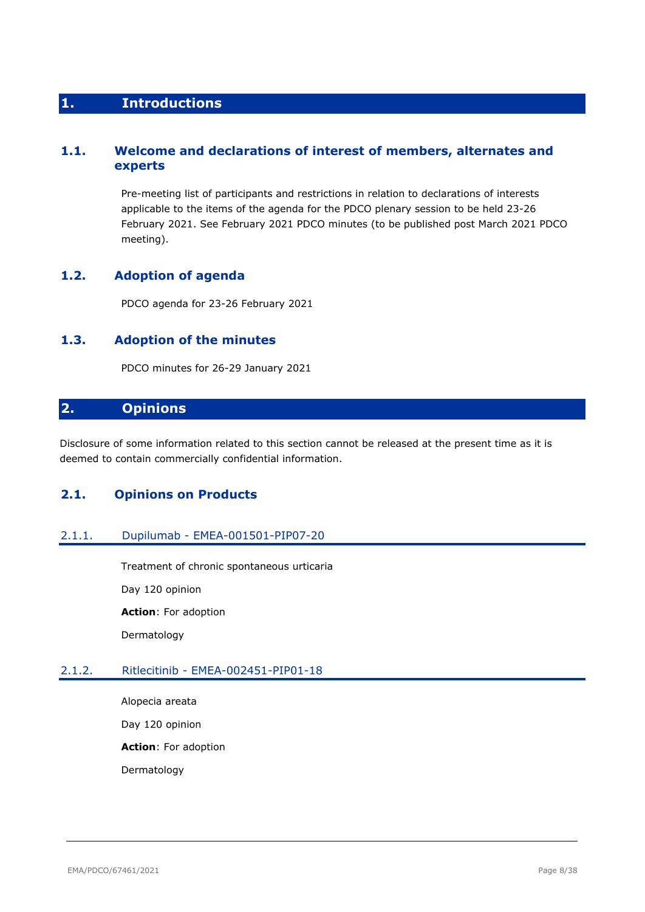# 1. Introductions

## 1.1. Welcome and declarations of interest of members, alternates and experts

Pre-meeting list of participants and restrictions in relation to declarations of interests applicable to the items of the agenda for the PDCO plenary session to be held 23-26 February 2021. See February 2021 PDCO minutes (to be published post March 2021 PDCO meeting).

## 1.2. Adoption of agenda

PDCO agenda for 23-26 February 2021

## 1.3. Adoption of the minutes

PDCO minutes for 26-29 January 2021

# 2. Opinions

Disclosure of some information related to this section cannot be released at the present time as it is deemed to contain commercially confidential information.

## 2.1. Opinions on Products

### 2.1.1. Dupilumab - EMEA-001501-PIP07-20

Treatment of chronic spontaneous urticaria

Day 120 opinion

**Action**: For adoption

Dermatology

### 2.1.2. Ritlecitinib - EMEA-002451-PIP01-18

Alopecia areata

Day 120 opinion

**Action**: For adoption

Dermatology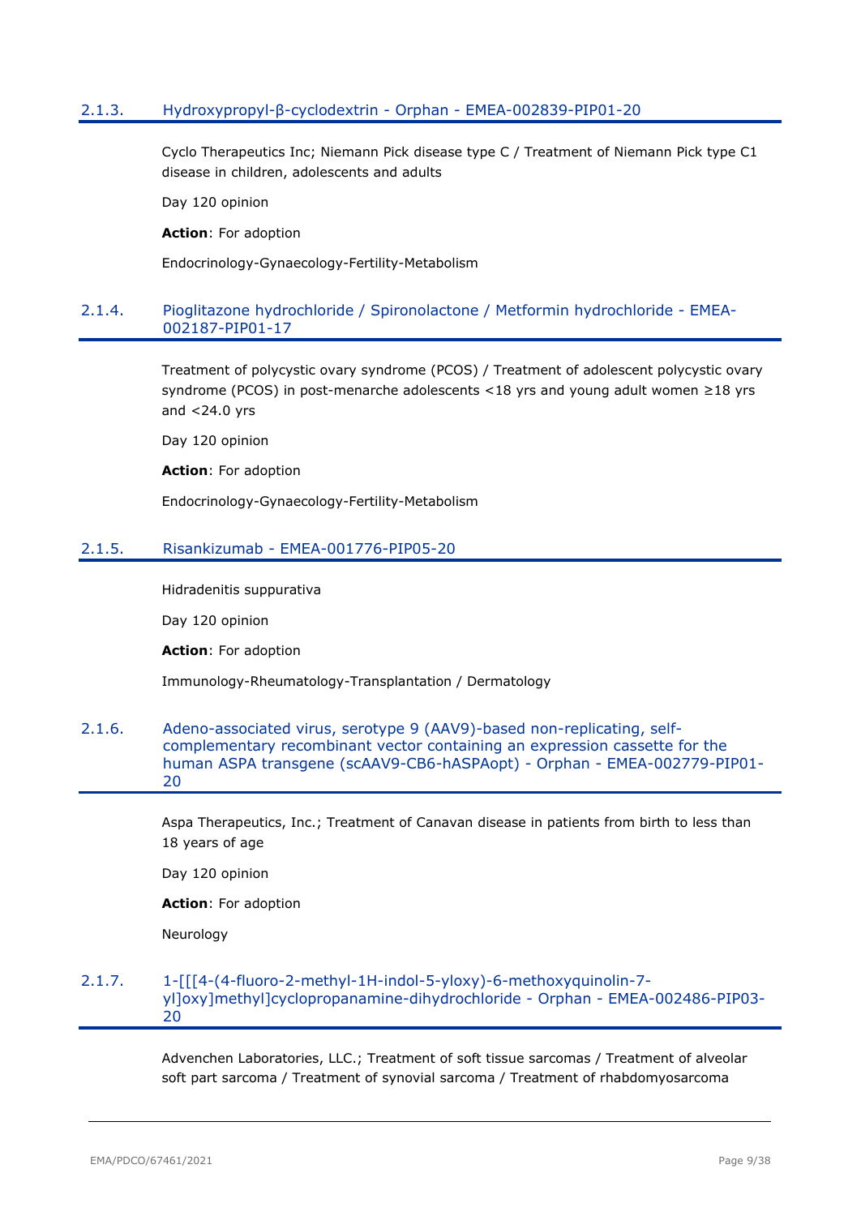### 2.1.3. Hydroxypropyl-β-cyclodextrin - Orphan - EMEA-002839-PIP01-20

Cyclo Therapeutics Inc; Niemann Pick disease type C / Treatment of Niemann Pick type C1 disease in children, adolescents and adults

Day 120 opinion

**Action**: For adoption

Endocrinology-Gynaecology-Fertility-Metabolism

### 2.1.4. Pioglitazone hydrochloride / Spironolactone / Metformin hydrochloride - EMEA-002187-PIP01-17

Treatment of polycystic ovary syndrome (PCOS) / Treatment of adolescent polycystic ovary syndrome (PCOS) in post-menarche adolescents <18 yrs and young adult women ≥18 yrs and <24.0 yrs

Day 120 opinion

**Action**: For adoption

Endocrinology-Gynaecology-Fertility-Metabolism

### 2.1.5. Risankizumab - EMEA-001776-PIP05-20

Hidradenitis suppurativa

Day 120 opinion

**Action**: For adoption

Immunology-Rheumatology-Transplantation / Dermatology

### 2.1.6. Adeno-associated virus, serotype 9 (AAV9)-based non-replicating, self-complementary recombinant vector containing an expression cassette for the human ASPA transgene (scAAV9-CB6-hASPAopt) - Orphan - EMEA-002779-PIP01-20

Aspa Therapeutics, Inc.; Treatment of Canavan disease in patients from birth to less than 18 years of age

Day 120 opinion

**Action**: For adoption

Neurology

### 2.1.7. 1-[[[4-(4-fluoro-2-methyl-1H-indol-5-yloxy)-6-methoxyquinolin-7-yl]oxy]methyl]cyclopropanamine-dihydrochloride - Orphan - EMEA-002486-PIP03-20

Advenchen Laboratories, LLC.; Treatment of soft tissue sarcomas / Treatment of alveolar soft part sarcoma / Treatment of synovial sarcoma / Treatment of rhabdomyosarcoma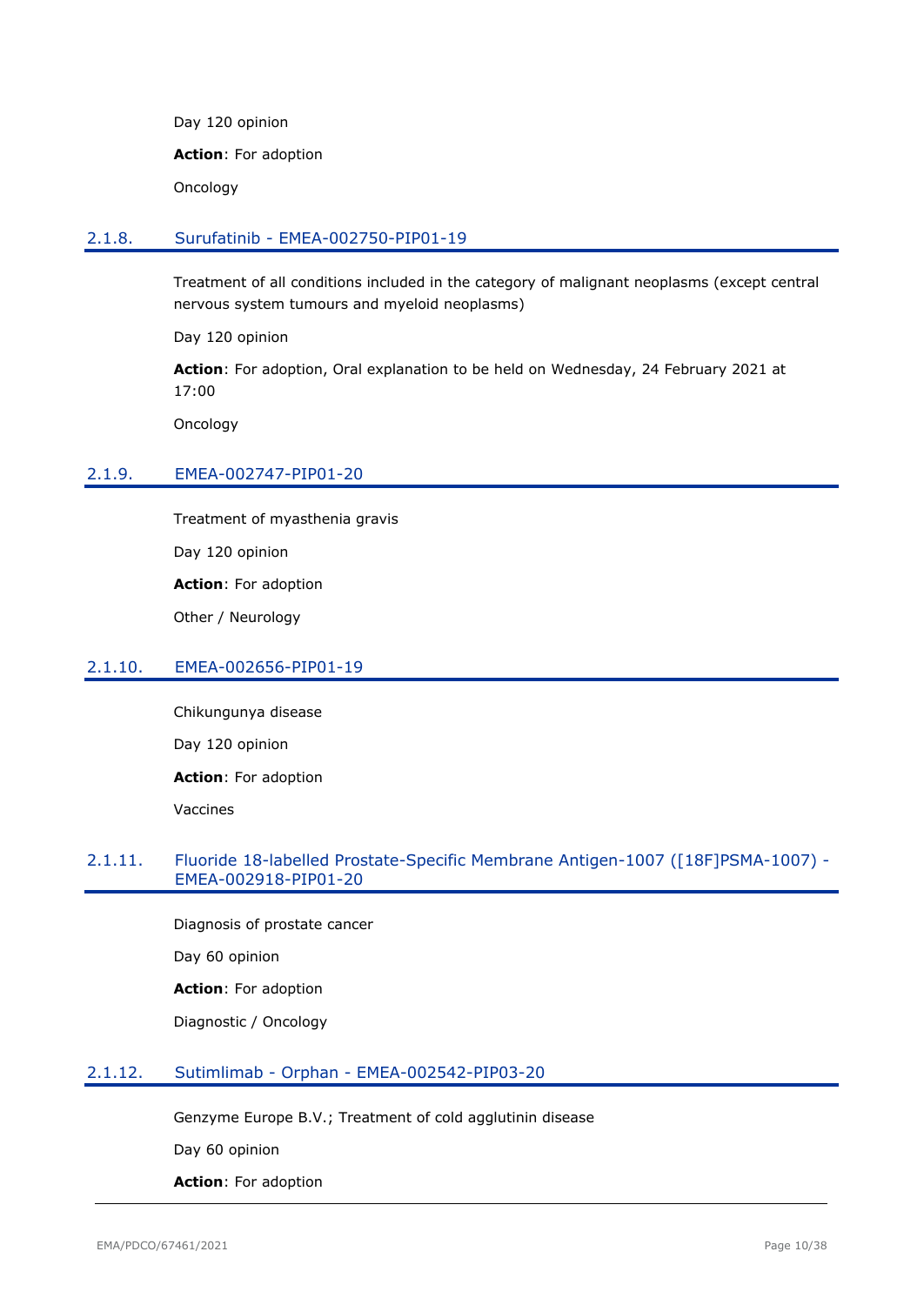Day 120 opinion

**Action**: For adoption

Oncology

### 2.1.8. Surufatinib - EMEA-002750-PIP01-19

Treatment of all conditions included in the category of malignant neoplasms (except central nervous system tumours and myeloid neoplasms)

Day 120 opinion

**Action**: For adoption, Oral explanation to be held on Wednesday, 24 February 2021 at 17:00

Oncology

### 2.1.9. EMEA-002747-PIP01-20

Treatment of myasthenia gravis

Day 120 opinion

**Action**: For adoption

Other / Neurology

### 2.1.10. EMEA-002656-PIP01-19

Chikungunya disease

Day 120 opinion

**Action**: For adoption

Vaccines

### 2.1.11. Fluoride 18-labelled Prostate-Specific Membrane Antigen-1007 ([18F]PSMA-1007) - EMEA-002918-PIP01-20

Diagnosis of prostate cancer

Day 60 opinion

**Action**: For adoption

Diagnostic / Oncology

### 2.1.12. Sutimlimab - Orphan - EMEA-002542-PIP03-20

Genzyme Europe B.V.; Treatment of cold agglutinin disease

Day 60 opinion

**Action**: For adoption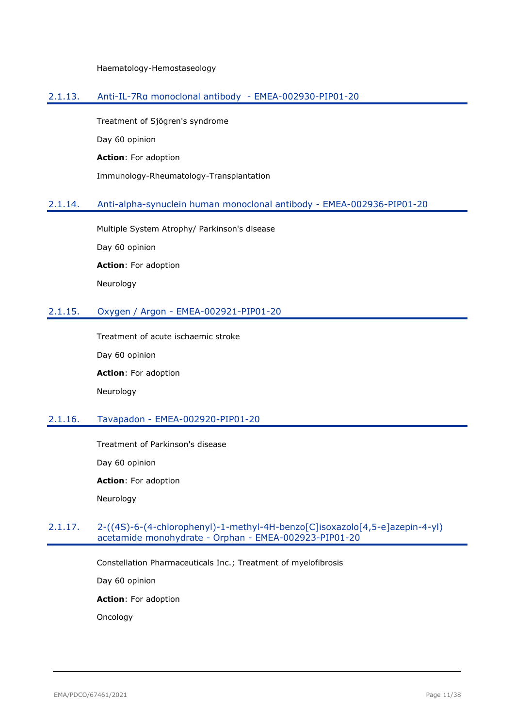Haematology-Hemostaseology

### 2.1.13. Anti-IL-7Rα monoclonal antibody - EMEA-002930-PIP01-20

Treatment of Sjögren's syndrome

Day 60 opinion

**Action**: For adoption

Immunology-Rheumatology-Transplantation

### 2.1.14. Anti-alpha-synuclein human monoclonal antibody - EMEA-002936-PIP01-20

Multiple System Atrophy/ Parkinson's disease

Day 60 opinion

**Action**: For adoption

Neurology

### 2.1.15. Oxygen / Argon - EMEA-002921-PIP01-20

Treatment of acute ischaemic stroke

Day 60 opinion

**Action**: For adoption

Neurology

### 2.1.16. Tavapadon - EMEA-002920-PIP01-20

Treatment of Parkinson's disease

Day 60 opinion

**Action**: For adoption

Neurology

### 2.1.17. 2-((4S)-6-(4-chlorophenyl)-1-methyl-4H-benzo[C]isoxazolo[4,5-e]azepin-4-yl) acetamide monohydrate - Orphan - EMEA-002923-PIP01-20

Constellation Pharmaceuticals Inc.; Treatment of myelofibrosis

Day 60 opinion

**Action**: For adoption

Oncology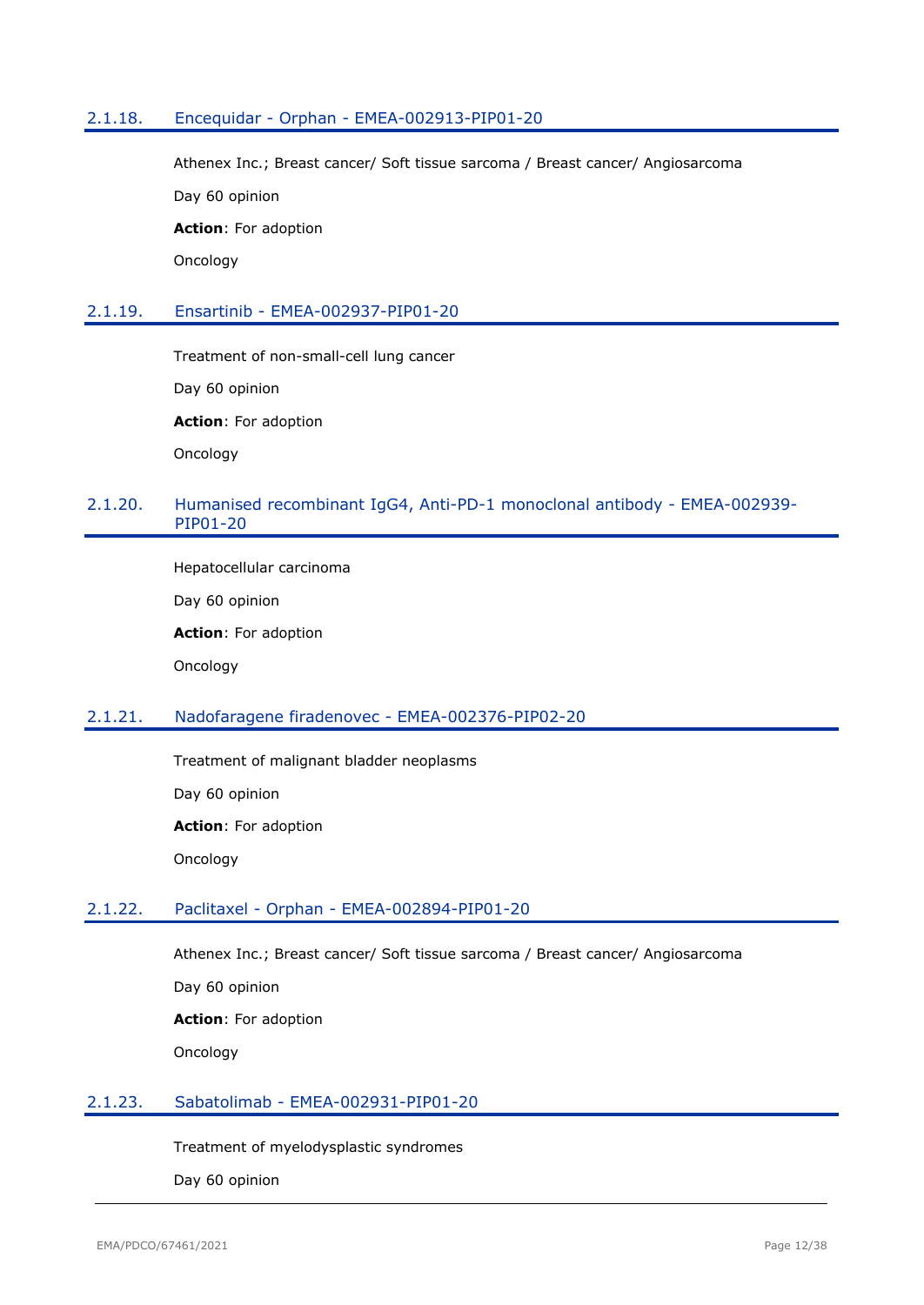### 2.1.18. Encequidar - Orphan - EMEA-002913-PIP01-20

Athenex Inc.; Breast cancer/ Soft tissue sarcoma / Breast cancer/ Angiosarcoma

Day 60 opinion

**Action**: For adoption

Oncology

### 2.1.19. Ensartinib - EMEA-002937-PIP01-20

Treatment of non-small-cell lung cancer

Day 60 opinion

**Action**: For adoption

Oncology

### 2.1.20. Humanised recombinant IgG4, Anti-PD-1 monoclonal antibody - EMEA-002939-PIP01-20

Hepatocellular carcinoma

Day 60 opinion

**Action**: For adoption

Oncology

### 2.1.21. Nadofaragene firadenovec - EMEA-002376-PIP02-20

Treatment of malignant bladder neoplasms

Day 60 opinion

**Action**: For adoption

Oncology

### 2.1.22. Paclitaxel - Orphan - EMEA-002894-PIP01-20

Athenex Inc.; Breast cancer/ Soft tissue sarcoma / Breast cancer/ Angiosarcoma

Day 60 opinion

**Action**: For adoption

Oncology

### 2.1.23. Sabatolimab - EMEA-002931-PIP01-20

Treatment of myelodysplastic syndromes

Day 60 opinion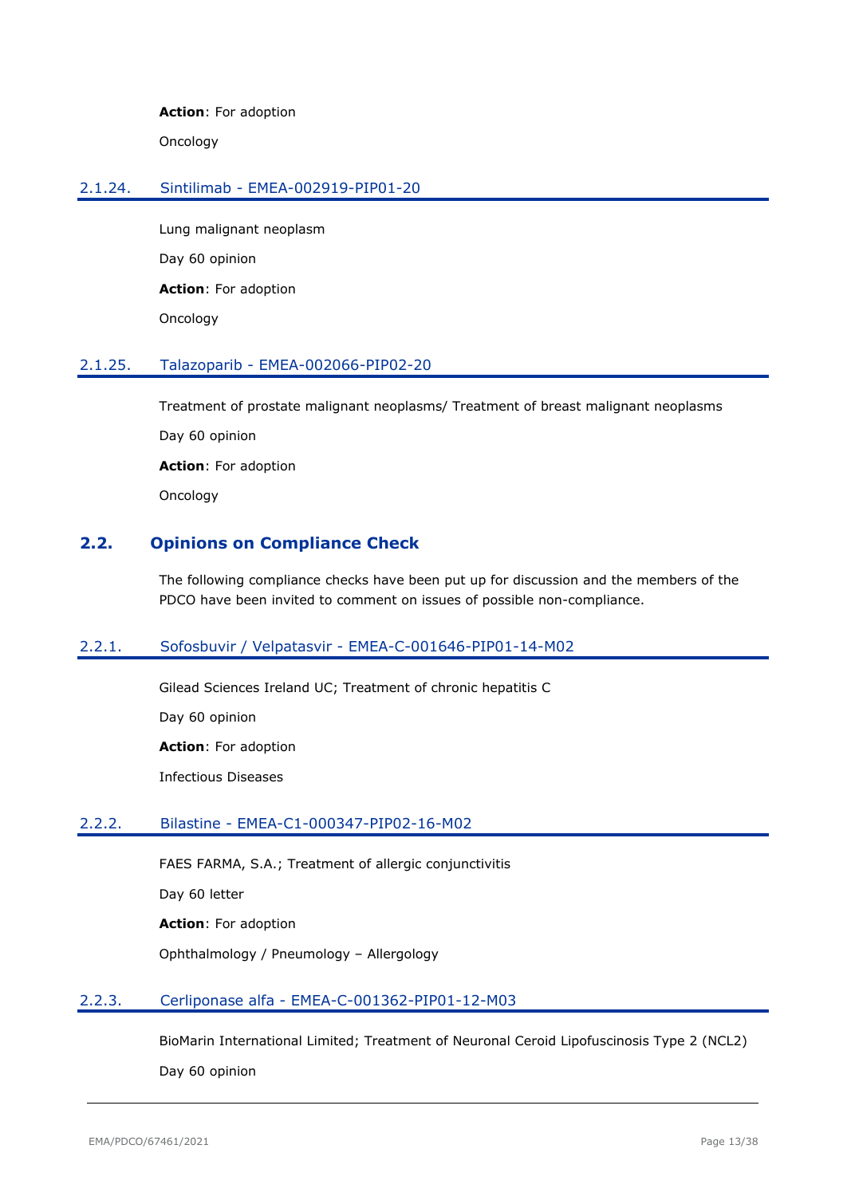**Action**: For adoption

Oncology

### 2.1.24. Sintilimab - EMEA-002919-PIP01-20

Lung malignant neoplasm

Day 60 opinion

**Action**: For adoption

Oncology

### 2.1.25. Talazoparib - EMEA-002066-PIP02-20

Treatment of prostate malignant neoplasms/ Treatment of breast malignant neoplasms

Day 60 opinion

**Action**: For adoption

Oncology

## 2.2. Opinions on Compliance Check

The following compliance checks have been put up for discussion and the members of the PDCO have been invited to comment on issues of possible non-compliance.

### 2.2.1. Sofosbuvir / Velpatasvir - EMEA-C-001646-PIP01-14-M02

Gilead Sciences Ireland UC; Treatment of chronic hepatitis C

Day 60 opinion

**Action**: For adoption

Infectious Diseases

### 2.2.2. Bilastine - EMEA-C1-000347-PIP02-16-M02

FAES FARMA, S.A.; Treatment of allergic conjunctivitis

Day 60 letter

**Action**: For adoption

Ophthalmology / Pneumology – Allergology

### 2.2.3. Cerliponase alfa - EMEA-C-001362-PIP01-12-M03

BioMarin International Limited; Treatment of Neuronal Ceroid Lipofuscinosis Type 2 (NCL2)

Day 60 opinion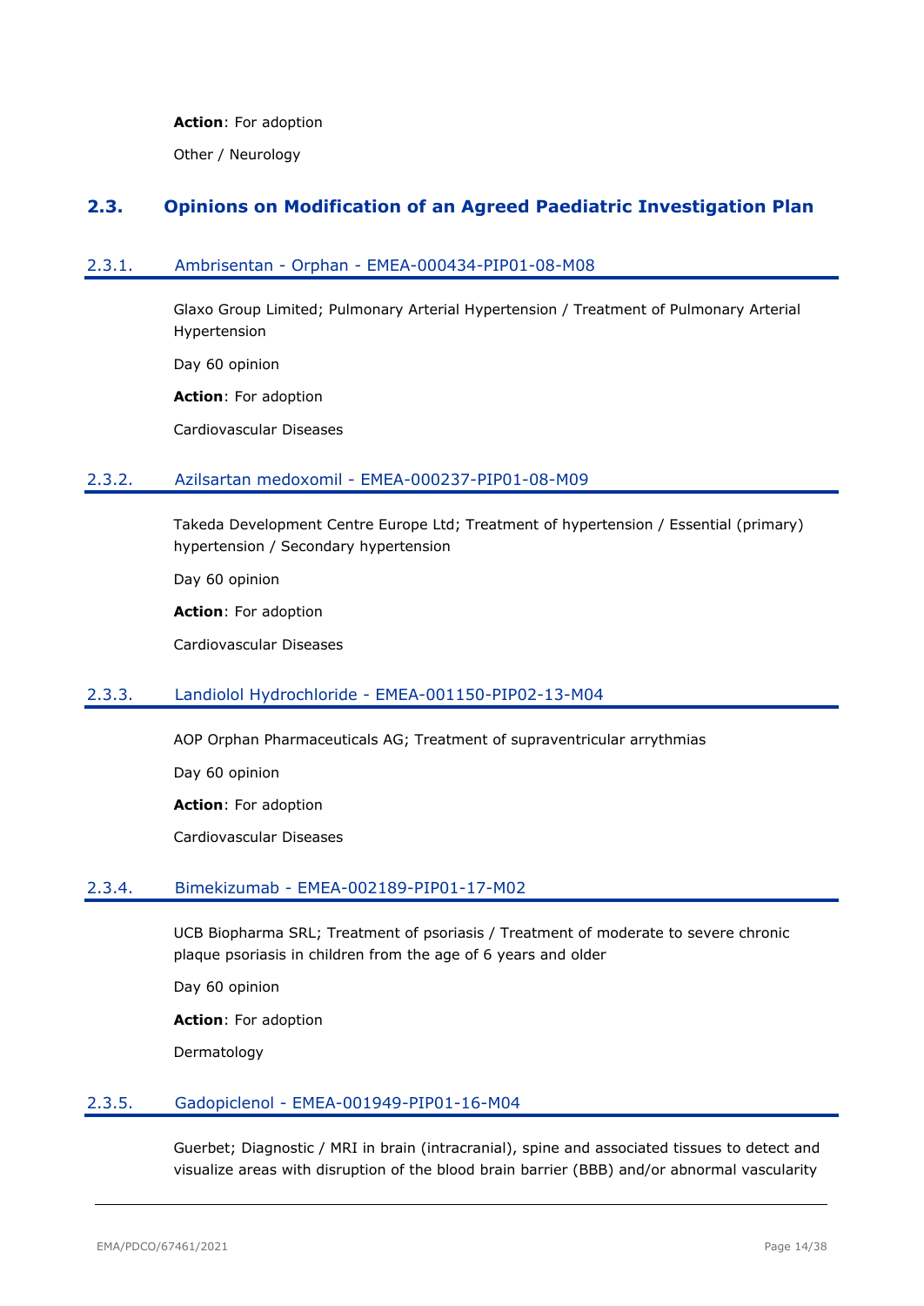**Action**: For adoption

Other / Neurology

## 2.3. Opinions on Modification of an Agreed Paediatric Investigation Plan

### 2.3.1. Ambrisentan - Orphan - EMEA-000434-PIP01-08-M08

Glaxo Group Limited; Pulmonary Arterial Hypertension / Treatment of Pulmonary Arterial Hypertension

Day 60 opinion

**Action**: For adoption

Cardiovascular Diseases

### 2.3.2. Azilsartan medoxomil - EMEA-000237-PIP01-08-M09

Takeda Development Centre Europe Ltd; Treatment of hypertension / Essential (primary) hypertension / Secondary hypertension

Day 60 opinion

**Action**: For adoption

Cardiovascular Diseases

### 2.3.3. Landiolol Hydrochloride - EMEA-001150-PIP02-13-M04

AOP Orphan Pharmaceuticals AG; Treatment of supraventricular arrythmias

Day 60 opinion

**Action**: For adoption

Cardiovascular Diseases

### 2.3.4. Bimekizumab - EMEA-002189-PIP01-17-M02

UCB Biopharma SRL; Treatment of psoriasis / Treatment of moderate to severe chronic plaque psoriasis in children from the age of 6 years and older

Day 60 opinion

**Action**: For adoption

Dermatology

### 2.3.5. Gadopiclenol - EMEA-001949-PIP01-16-M04

Guerbet; Diagnostic / MRI in brain (intracranial), spine and associated tissues to detect and visualize areas with disruption of the blood brain barrier (BBB) and/or abnormal vascularity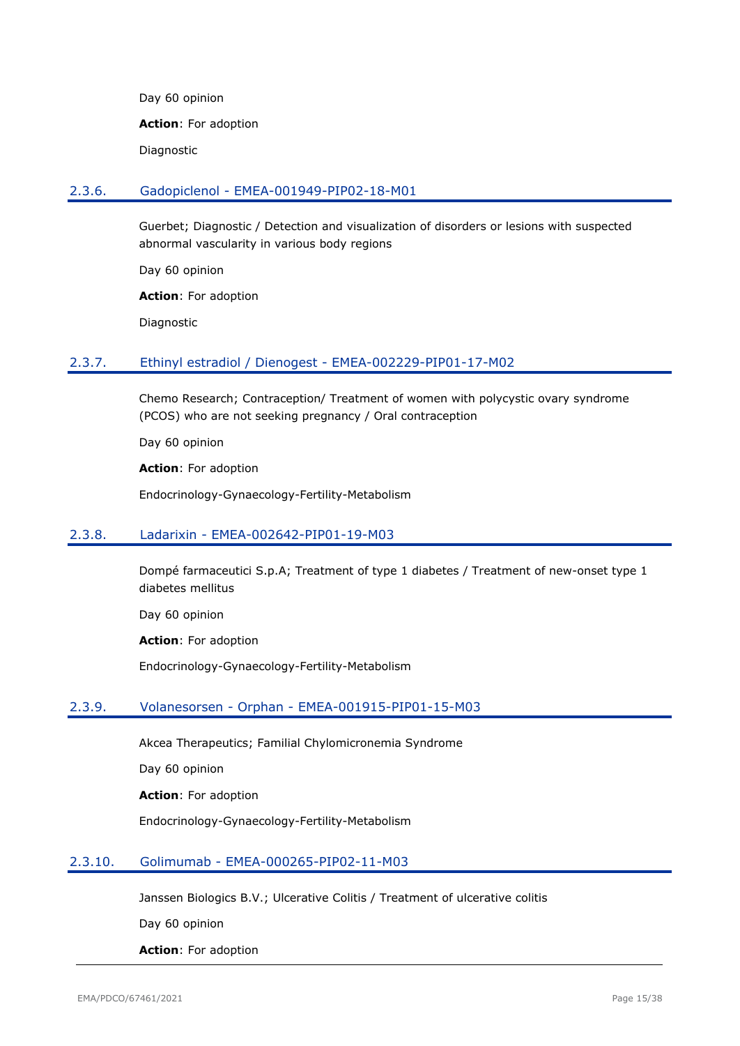Day 60 opinion

**Action**: For adoption

Diagnostic

### 2.3.6. Gadopiclenol - EMEA-001949-PIP02-18-M01

Guerbet; Diagnostic / Detection and visualization of disorders or lesions with suspected abnormal vascularity in various body regions

Day 60 opinion

**Action**: For adoption

Diagnostic

### 2.3.7. Ethinyl estradiol / Dienogest - EMEA-002229-PIP01-17-M02

Chemo Research; Contraception/ Treatment of women with polycystic ovary syndrome (PCOS) who are not seeking pregnancy / Oral contraception

Day 60 opinion

**Action**: For adoption

Endocrinology-Gynaecology-Fertility-Metabolism

### 2.3.8. Ladarixin - EMEA-002642-PIP01-19-M03

Dompé farmaceutici S.p.A; Treatment of type 1 diabetes / Treatment of new-onset type 1 diabetes mellitus

Day 60 opinion

**Action**: For adoption

Endocrinology-Gynaecology-Fertility-Metabolism

### 2.3.9. Volanesorsen - Orphan - EMEA-001915-PIP01-15-M03

Akcea Therapeutics; Familial Chylomicronemia Syndrome

Day 60 opinion

**Action**: For adoption

Endocrinology-Gynaecology-Fertility-Metabolism

### 2.3.10. Golimumab - EMEA-000265-PIP02-11-M03

Janssen Biologics B.V.; Ulcerative Colitis / Treatment of ulcerative colitis

Day 60 opinion

**Action**: For adoption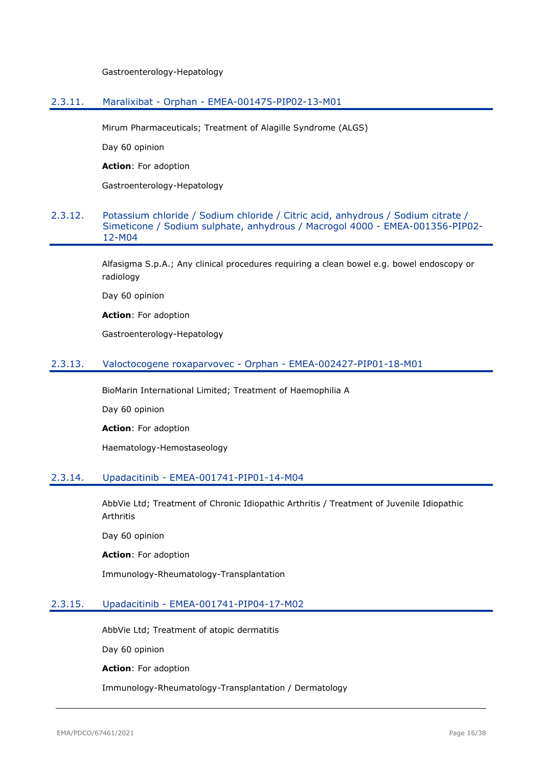Gastroenterology-Hepatology

### 2.3.11. Maralixibat - Orphan - EMEA-001475-PIP02-13-M01

Mirum Pharmaceuticals; Treatment of Alagille Syndrome (ALGS)

Day 60 opinion

**Action**: For adoption

Gastroenterology-Hepatology

### 2.3.12. Potassium chloride / Sodium chloride / Citric acid, anhydrous / Sodium citrate / Simeticone / Sodium sulphate, anhydrous / Macrogol 4000 - EMEA-001356-PIP02-12-M04

Alfasigma S.p.A.; Any clinical procedures requiring a clean bowel e.g. bowel endoscopy or radiology

Day 60 opinion

**Action**: For adoption

Gastroenterology-Hepatology

### 2.3.13. Valoctocogene roxaparvovec - Orphan - EMEA-002427-PIP01-18-M01

BioMarin International Limited; Treatment of Haemophilia A

Day 60 opinion

**Action**: For adoption

Haematology-Hemostaseology

### 2.3.14. Upadacitinib - EMEA-001741-PIP01-14-M04

AbbVie Ltd; Treatment of Chronic Idiopathic Arthritis / Treatment of Juvenile Idiopathic Arthritis

Day 60 opinion

**Action**: For adoption

Immunology-Rheumatology-Transplantation

### 2.3.15. Upadacitinib - EMEA-001741-PIP04-17-M02

AbbVie Ltd; Treatment of atopic dermatitis

Day 60 opinion

**Action**: For adoption

Immunology-Rheumatology-Transplantation / Dermatology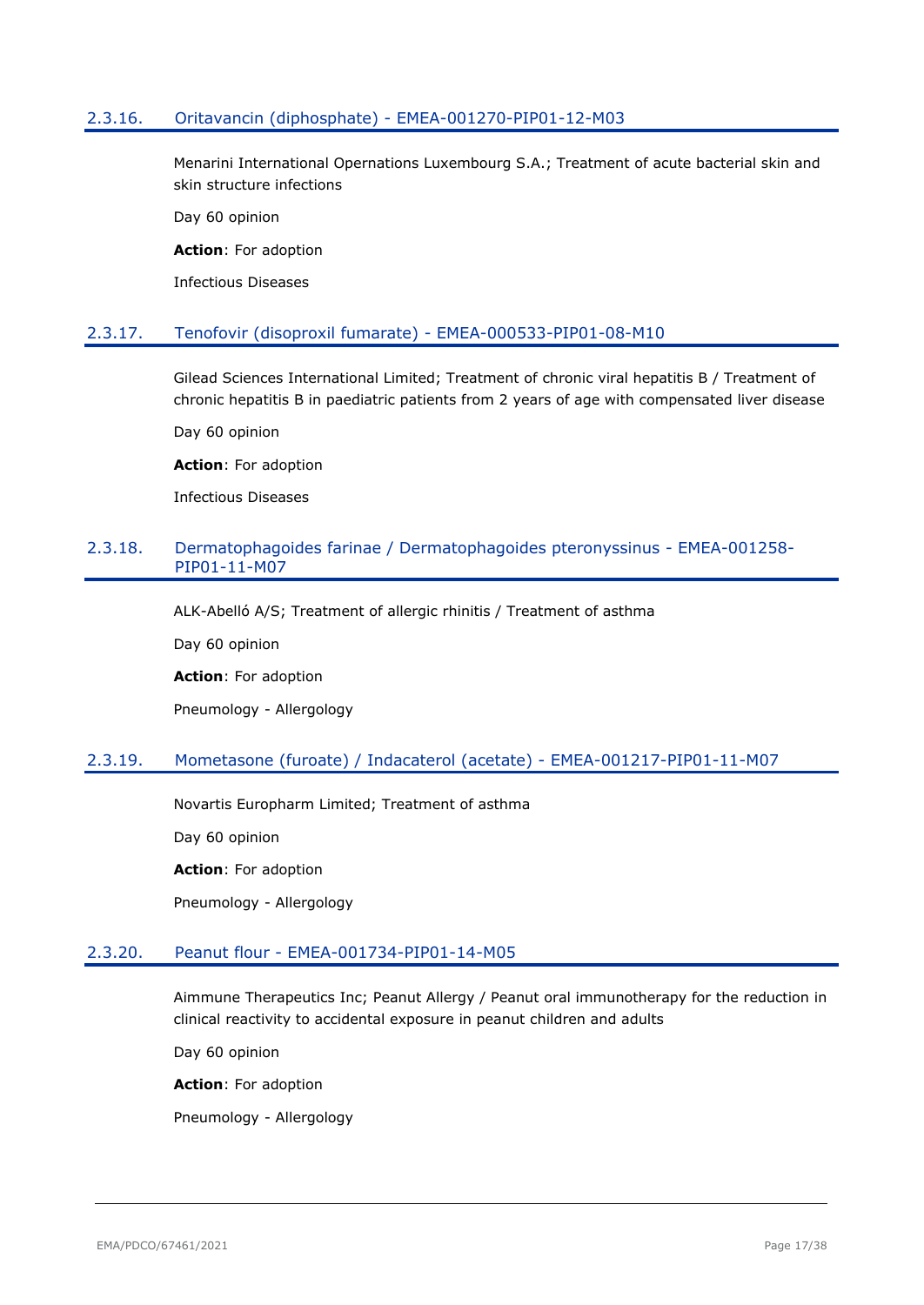### 2.3.16. Oritavancin (diphosphate) - EMEA-001270-PIP01-12-M03

Menarini International Opernations Luxembourg S.A.; Treatment of acute bacterial skin and skin structure infections

Day 60 opinion

**Action**: For adoption

Infectious Diseases

### 2.3.17. Tenofovir (disoproxil fumarate) - EMEA-000533-PIP01-08-M10

Gilead Sciences International Limited; Treatment of chronic viral hepatitis B / Treatment of chronic hepatitis B in paediatric patients from 2 years of age with compensated liver disease

Day 60 opinion

**Action**: For adoption

Infectious Diseases

### 2.3.18. Dermatophagoides farinae / Dermatophagoides pteronyssinus - EMEA-001258-PIP01-11-M07

ALK-Abelló A/S; Treatment of allergic rhinitis / Treatment of asthma

Day 60 opinion

**Action**: For adoption

Pneumology - Allergology

### 2.3.19. Mometasone (furoate) / Indacaterol (acetate) - EMEA-001217-PIP01-11-M07

Novartis Europharm Limited; Treatment of asthma

Day 60 opinion

**Action**: For adoption

Pneumology - Allergology

### 2.3.20. Peanut flour - EMEA-001734-PIP01-14-M05

Aimmune Therapeutics Inc; Peanut Allergy / Peanut oral immunotherapy for the reduction in clinical reactivity to accidental exposure in peanut children and adults

Day 60 opinion

**Action**: For adoption

Pneumology - Allergology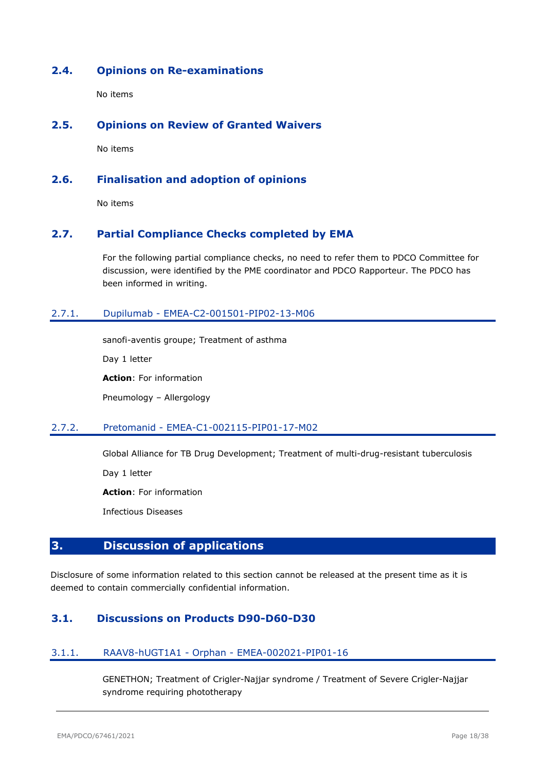## 2.4. Opinions on Re-examinations

No items

## 2.5. Opinions on Review of Granted Waivers

No items

## 2.6. Finalisation and adoption of opinions

No items

## 2.7. Partial Compliance Checks completed by EMA

For the following partial compliance checks, no need to refer them to PDCO Committee for discussion, were identified by the PME coordinator and PDCO Rapporteur. The PDCO has been informed in writing.

### 2.7.1. Dupilumab - EMEA-C2-001501-PIP02-13-M06

sanofi-aventis groupe; Treatment of asthma

Day 1 letter

**Action**: For information

Pneumology – Allergology

### 2.7.2. Pretomanid - EMEA-C1-002115-PIP01-17-M02

Global Alliance for TB Drug Development; Treatment of multi-drug-resistant tuberculosis

Day 1 letter

**Action**: For information

Infectious Diseases

# 3. Discussion of applications

Disclosure of some information related to this section cannot be released at the present time as it is deemed to contain commercially confidential information.

## 3.1. Discussions on Products D90-D60-D30

### 3.1.1. RAAV8-hUGT1A1 - Orphan - EMEA-002021-PIP01-16

GENETHON; Treatment of Crigler-Najjar syndrome / Treatment of Severe Crigler-Najjar syndrome requiring phototherapy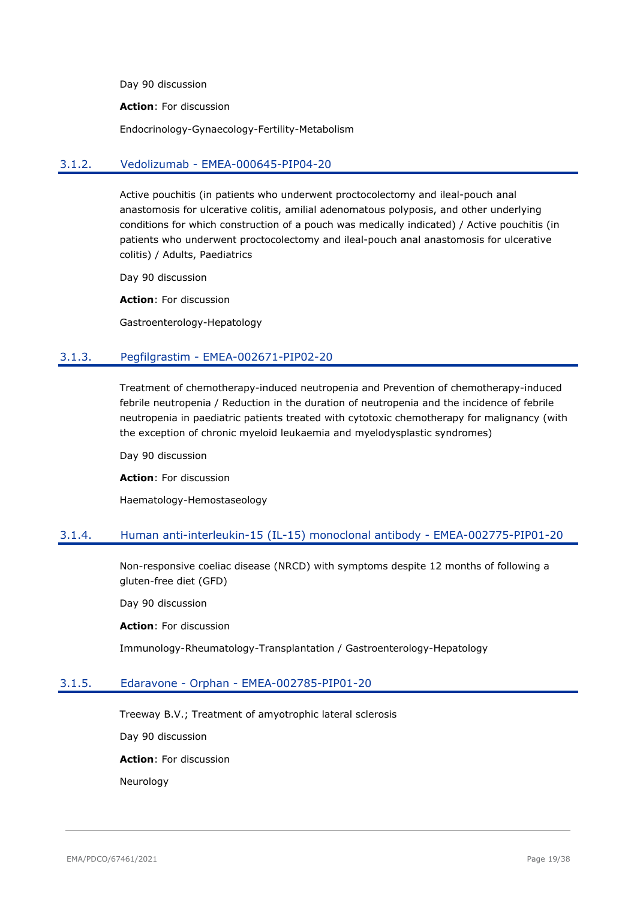Day 90 discussion

**Action**: For discussion

Endocrinology-Gynaecology-Fertility-Metabolism

### 3.1.2. Vedolizumab - EMEA-000645-PIP04-20

Active pouchitis (in patients who underwent proctocolectomy and ileal-pouch anal anastomosis for ulcerative colitis, amilial adenomatous polyposis, and other underlying conditions for which construction of a pouch was medically indicated) / Active pouchitis (in patients who underwent proctocolectomy and ileal-pouch anal anastomosis for ulcerative colitis) / Adults, Paediatrics

Day 90 discussion

**Action**: For discussion

Gastroenterology-Hepatology

### 3.1.3. Pegfilgrastim - EMEA-002671-PIP02-20

Treatment of chemotherapy-induced neutropenia and Prevention of chemotherapy-induced febrile neutropenia / Reduction in the duration of neutropenia and the incidence of febrile neutropenia in paediatric patients treated with cytotoxic chemotherapy for malignancy (with the exception of chronic myeloid leukaemia and myelodysplastic syndromes)

Day 90 discussion

**Action**: For discussion

Haematology-Hemostaseology

### 3.1.4. Human anti-interleukin-15 (IL-15) monoclonal antibody - EMEA-002775-PIP01-20

Non-responsive coeliac disease (NRCD) with symptoms despite 12 months of following a gluten-free diet (GFD)

Day 90 discussion

**Action**: For discussion

Immunology-Rheumatology-Transplantation / Gastroenterology-Hepatology

### 3.1.5. Edaravone - Orphan - EMEA-002785-PIP01-20

Treeway B.V.; Treatment of amyotrophic lateral sclerosis

Day 90 discussion

**Action**: For discussion

Neurology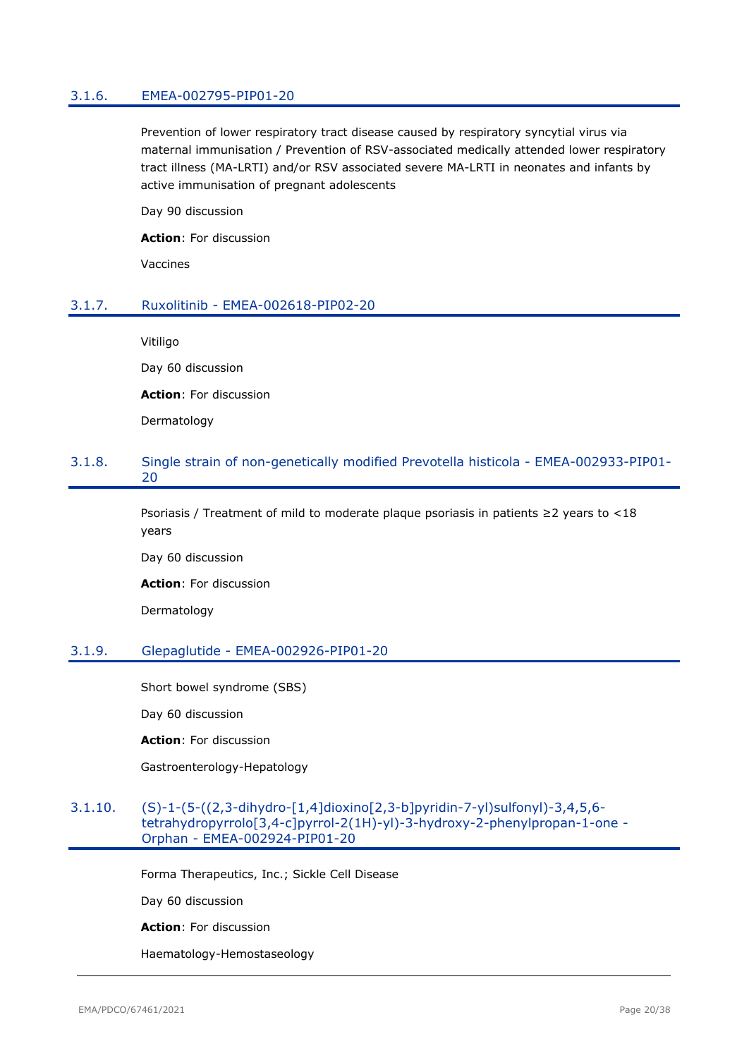### 3.1.6. EMEA-002795-PIP01-20

Prevention of lower respiratory tract disease caused by respiratory syncytial virus via maternal immunisation / Prevention of RSV-associated medically attended lower respiratory tract illness (MA-LRTI) and/or RSV associated severe MA-LRTI in neonates and infants by active immunisation of pregnant adolescents

Day 90 discussion

**Action**: For discussion

Vaccines

### 3.1.7. Ruxolitinib - EMEA-002618-PIP02-20

Vitiligo

Day 60 discussion

**Action**: For discussion

Dermatology

### 3.1.8. Single strain of non-genetically modified Prevotella histicola - EMEA-002933-PIP01-20

Psoriasis / Treatment of mild to moderate plaque psoriasis in patients ≥2 years to <18 years

Day 60 discussion

**Action**: For discussion

Dermatology

### 3.1.9. Glepaglutide - EMEA-002926-PIP01-20

Short bowel syndrome (SBS)

Day 60 discussion

**Action**: For discussion

Gastroenterology-Hepatology

### 3.1.10. (S)-1-(5-((2,3-dihydro-[1,4]dioxino[2,3-b]pyridin-7-yl)sulfonyl)-3,4,5,6-tetrahydropyrrolo[3,4-c]pyrrol-2(1H)-yl)-3-hydroxy-2-phenylpropan-1-one - Orphan - EMEA-002924-PIP01-20

Forma Therapeutics, Inc.; Sickle Cell Disease

Day 60 discussion

**Action**: For discussion

Haematology-Hemostaseology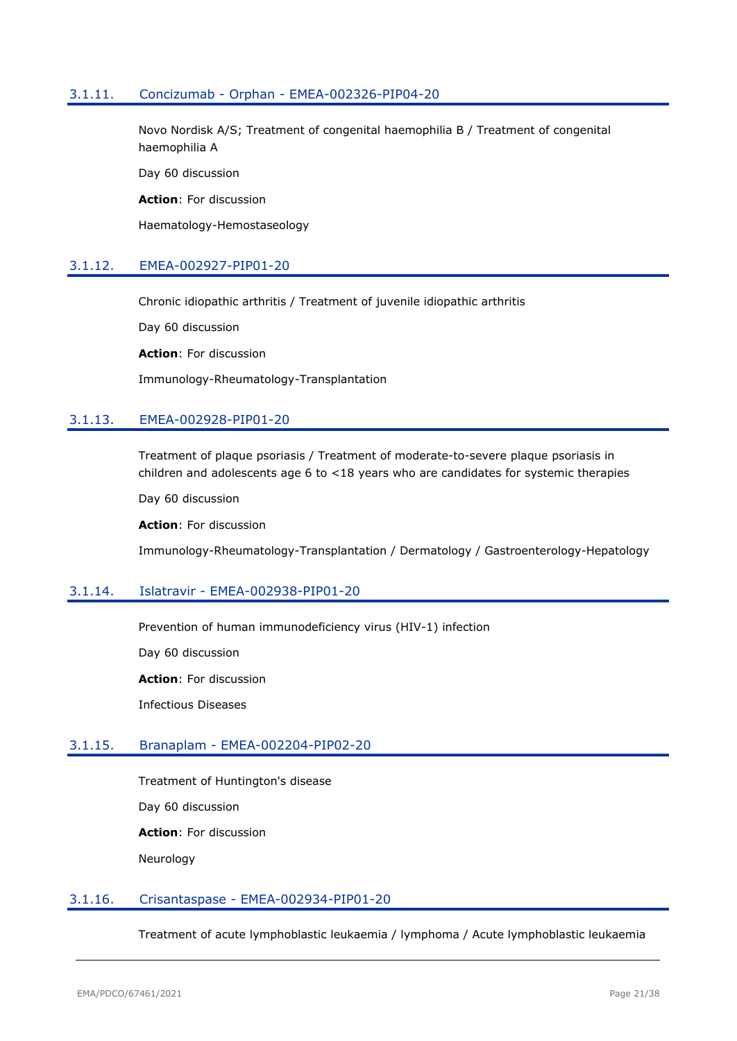### 3.1.11. Concizumab - Orphan - EMEA-002326-PIP04-20

Novo Nordisk A/S; Treatment of congenital haemophilia B / Treatment of congenital haemophilia A

Day 60 discussion

**Action**: For discussion

Haematology-Hemostaseology

### 3.1.12. EMEA-002927-PIP01-20

Chronic idiopathic arthritis / Treatment of juvenile idiopathic arthritis

Day 60 discussion

**Action**: For discussion

Immunology-Rheumatology-Transplantation

### 3.1.13. EMEA-002928-PIP01-20

Treatment of plaque psoriasis / Treatment of moderate-to-severe plaque psoriasis in children and adolescents age 6 to <18 years who are candidates for systemic therapies

Day 60 discussion

**Action**: For discussion

Immunology-Rheumatology-Transplantation / Dermatology / Gastroenterology-Hepatology

### 3.1.14. Islatravir - EMEA-002938-PIP01-20

Prevention of human immunodeficiency virus (HIV-1) infection

Day 60 discussion

**Action**: For discussion

Infectious Diseases

### 3.1.15. Branaplam - EMEA-002204-PIP02-20

Treatment of Huntington's disease

Day 60 discussion

**Action**: For discussion

Neurology

### 3.1.16. Crisantaspase - EMEA-002934-PIP01-20

Treatment of acute lymphoblastic leukaemia / lymphoma / Acute lymphoblastic leukaemia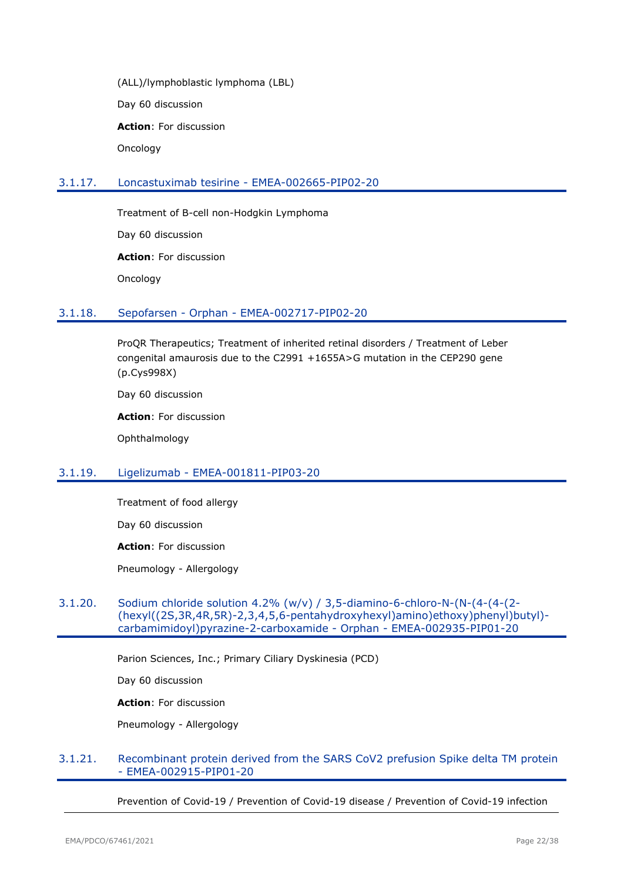(ALL)/lymphoblastic lymphoma (LBL)

Day 60 discussion

**Action**: For discussion

Oncology

### 3.1.17. Loncastuximab tesirine - EMEA-002665-PIP02-20

Treatment of B-cell non-Hodgkin Lymphoma

Day 60 discussion

**Action**: For discussion

Oncology

### 3.1.18. Sepofarsen - Orphan - EMEA-002717-PIP02-20

ProQR Therapeutics; Treatment of inherited retinal disorders / Treatment of Leber congenital amaurosis due to the C2991 +1655A>G mutation in the CEP290 gene (p.Cys998X)

Day 60 discussion

**Action**: For discussion

Ophthalmology

### 3.1.19. Ligelizumab - EMEA-001811-PIP03-20

Treatment of food allergy

Day 60 discussion

**Action**: For discussion

Pneumology - Allergology

### 3.1.20. Sodium chloride solution 4.2% (w/v) / 3,5-diamino-6-chloro-N-(N-(4-(4-(2-(hexyl((2S,3R,4R,5R)-2,3,4,5,6-pentahydroxyhexyl)amino)ethoxy)phenyl)butyl)-carbamimidoyl)pyrazine-2-carboxamide - Orphan - EMEA-002935-PIP01-20

Parion Sciences, Inc.; Primary Ciliary Dyskinesia (PCD)

Day 60 discussion

**Action**: For discussion

Pneumology - Allergology

### 3.1.21. Recombinant protein derived from the SARS CoV2 prefusion Spike delta TM protein - EMEA-002915-PIP01-20

Prevention of Covid-19 / Prevention of Covid-19 disease / Prevention of Covid-19 infection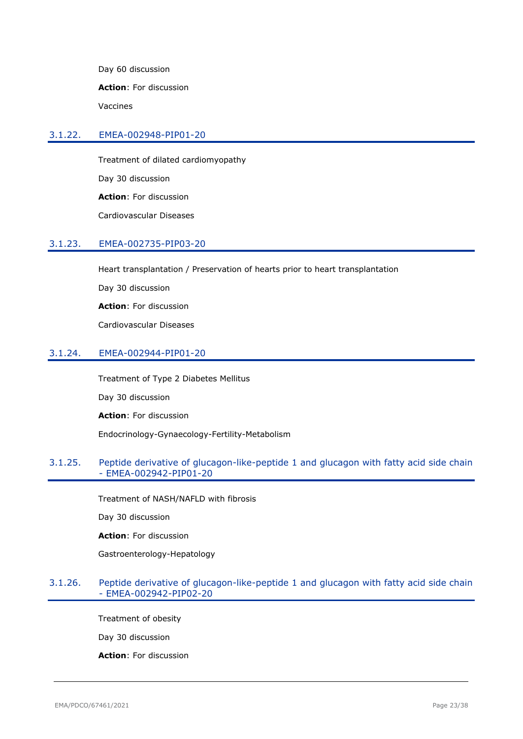Day 60 discussion

**Action**: For discussion

Vaccines

### 3.1.22. EMEA-002948-PIP01-20

Treatment of dilated cardiomyopathy

Day 30 discussion

**Action**: For discussion

Cardiovascular Diseases

### 3.1.23. EMEA-002735-PIP03-20

Heart transplantation / Preservation of hearts prior to heart transplantation

Day 30 discussion

**Action**: For discussion

Cardiovascular Diseases

### 3.1.24. EMEA-002944-PIP01-20

Treatment of Type 2 Diabetes Mellitus

Day 30 discussion

**Action**: For discussion

Endocrinology-Gynaecology-Fertility-Metabolism

### 3.1.25. Peptide derivative of glucagon-like-peptide 1 and glucagon with fatty acid side chain - EMEA-002942-PIP01-20

Treatment of NASH/NAFLD with fibrosis

Day 30 discussion

**Action**: For discussion

Gastroenterology-Hepatology

### 3.1.26. Peptide derivative of glucagon-like-peptide 1 and glucagon with fatty acid side chain - EMEA-002942-PIP02-20

Treatment of obesity

Day 30 discussion

**Action**: For discussion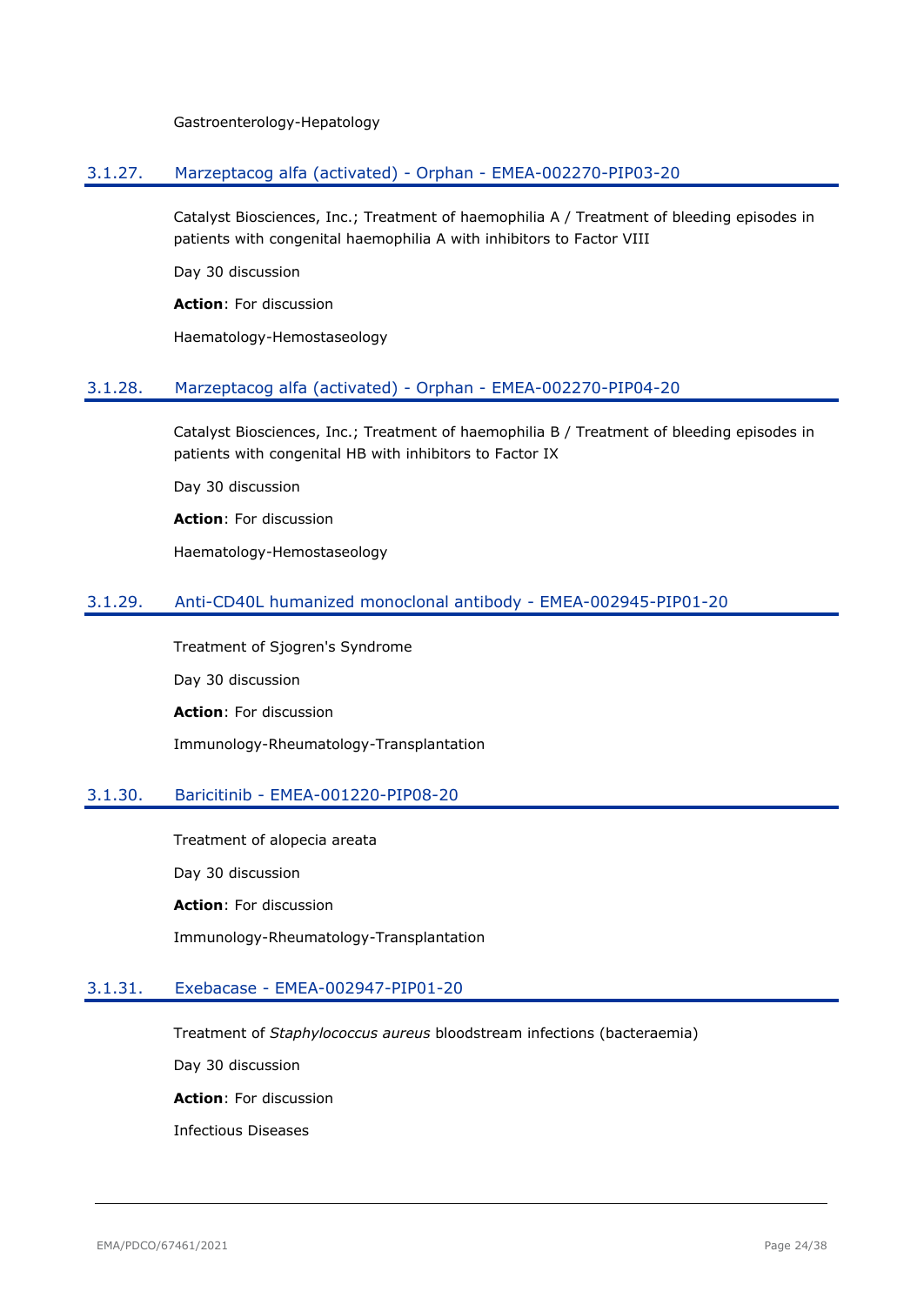Gastroenterology-Hepatology

### 3.1.27. Marzeptacog alfa (activated) - Orphan - EMEA-002270-PIP03-20

Catalyst Biosciences, Inc.; Treatment of haemophilia A / Treatment of bleeding episodes in patients with congenital haemophilia A with inhibitors to Factor VIII

Day 30 discussion

**Action**: For discussion

Haematology-Hemostaseology

### 3.1.28. Marzeptacog alfa (activated) - Orphan - EMEA-002270-PIP04-20

Catalyst Biosciences, Inc.; Treatment of haemophilia B / Treatment of bleeding episodes in patients with congenital HB with inhibitors to Factor IX

Day 30 discussion

**Action**: For discussion

Haematology-Hemostaseology

### 3.1.29. Anti-CD40L humanized monoclonal antibody - EMEA-002945-PIP01-20

Treatment of Sjogren's Syndrome

Day 30 discussion

**Action**: For discussion

Immunology-Rheumatology-Transplantation

### 3.1.30. Baricitinib - EMEA-001220-PIP08-20

Treatment of alopecia areata

Day 30 discussion

**Action**: For discussion

Immunology-Rheumatology-Transplantation

### 3.1.31. Exebacase - EMEA-002947-PIP01-20

Treatment of *Staphylococcus aureus* bloodstream infections (bacteraemia)

Day 30 discussion

**Action**: For discussion

Infectious Diseases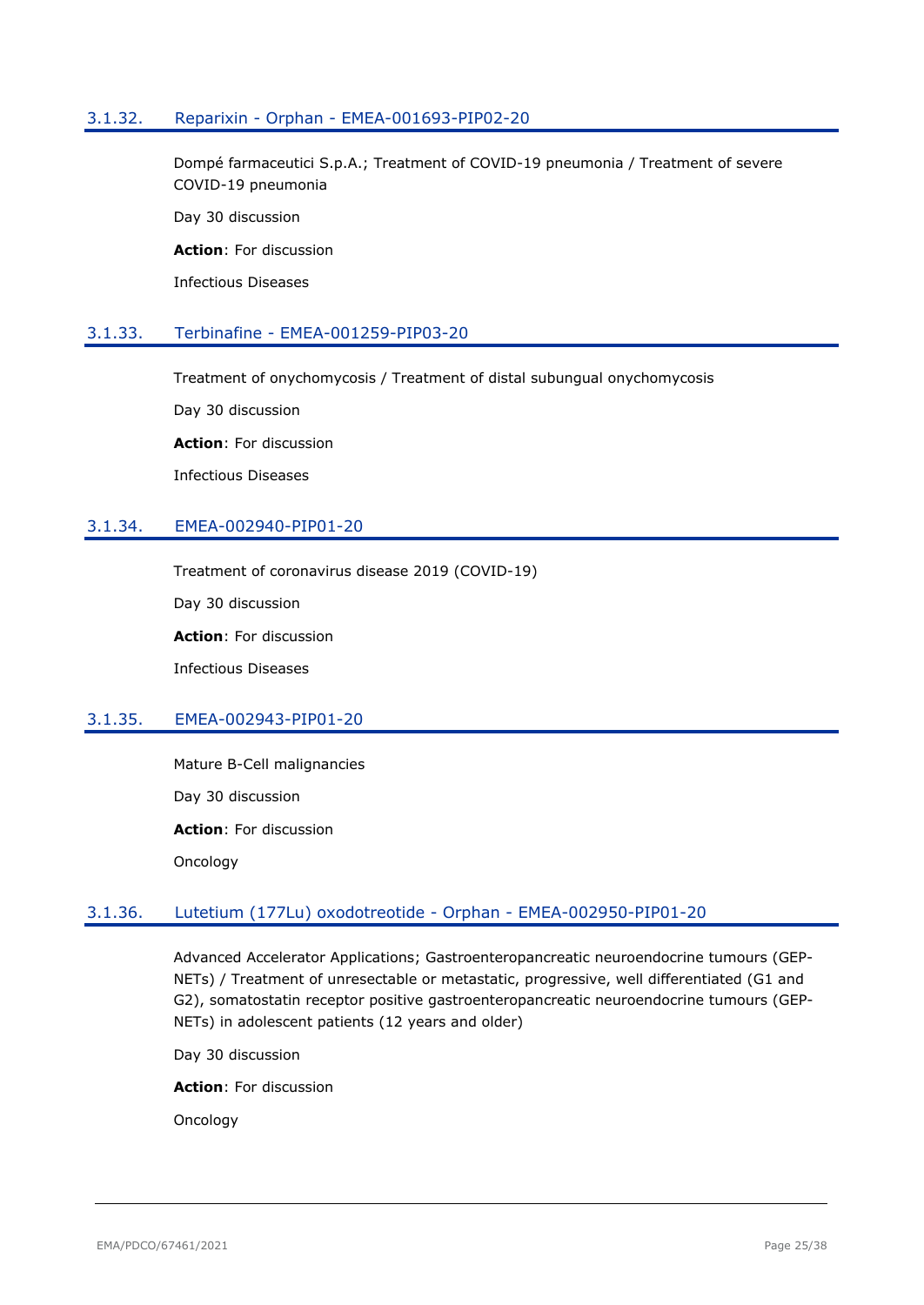### 3.1.32. Reparixin - Orphan - EMEA-001693-PIP02-20

Dompé farmaceutici S.p.A.; Treatment of COVID-19 pneumonia / Treatment of severe COVID-19 pneumonia

Day 30 discussion

**Action**: For discussion

Infectious Diseases

### 3.1.33. Terbinafine - EMEA-001259-PIP03-20

Treatment of onychomycosis / Treatment of distal subungual onychomycosis

Day 30 discussion

**Action**: For discussion

Infectious Diseases

### 3.1.34. EMEA-002940-PIP01-20

Treatment of coronavirus disease 2019 (COVID-19)

Day 30 discussion

**Action**: For discussion

Infectious Diseases

### 3.1.35. EMEA-002943-PIP01-20

Mature B-Cell malignancies

Day 30 discussion

**Action**: For discussion

Oncology

### 3.1.36. Lutetium (177Lu) oxodotreotide - Orphan - EMEA-002950-PIP01-20

Advanced Accelerator Applications; Gastroenteropancreatic neuroendocrine tumours (GEP-NETs) / Treatment of unresectable or metastatic, progressive, well differentiated (G1 and G2), somatostatin receptor positive gastroenteropancreatic neuroendocrine tumours (GEP-NETs) in adolescent patients (12 years and older)

Day 30 discussion

**Action**: For discussion

Oncology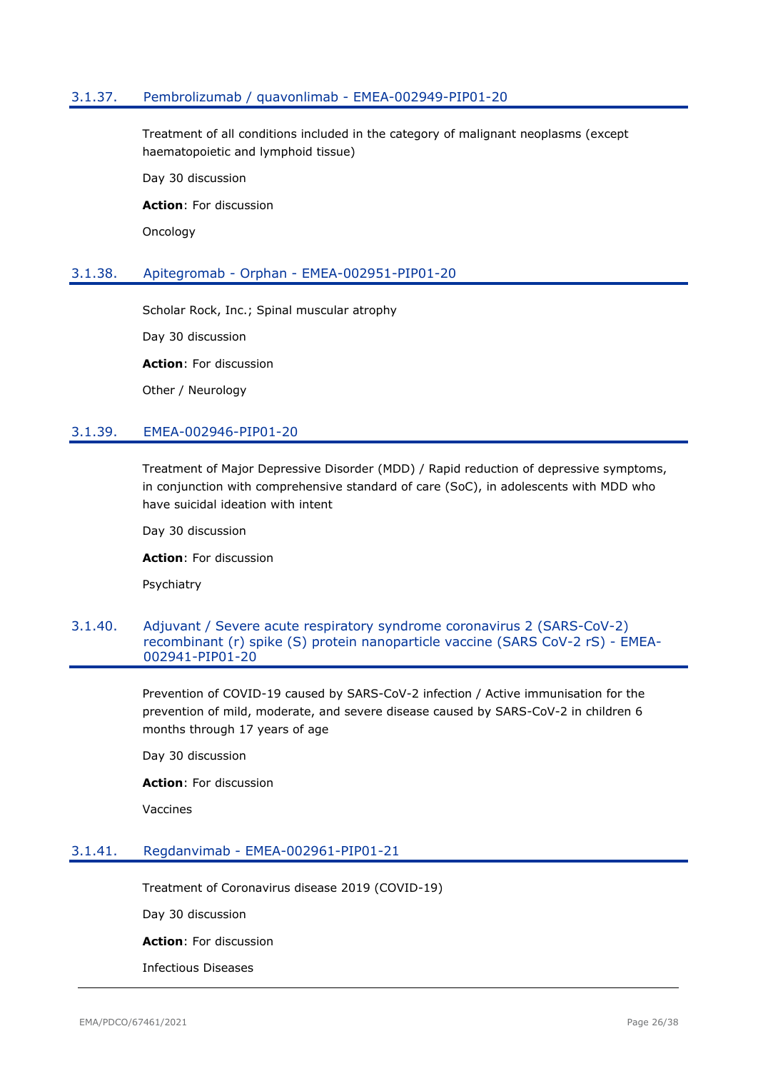### 3.1.37. Pembrolizumab / quavonlimab - EMEA-002949-PIP01-20

Treatment of all conditions included in the category of malignant neoplasms (except haematopoietic and lymphoid tissue)

Day 30 discussion

**Action**: For discussion

Oncology

### 3.1.38. Apitegromab - Orphan - EMEA-002951-PIP01-20

Scholar Rock, Inc.; Spinal muscular atrophy

Day 30 discussion

**Action**: For discussion

Other / Neurology

### 3.1.39. EMEA-002946-PIP01-20

Treatment of Major Depressive Disorder (MDD) / Rapid reduction of depressive symptoms, in conjunction with comprehensive standard of care (SoC), in adolescents with MDD who have suicidal ideation with intent

Day 30 discussion

**Action**: For discussion

Psychiatry

### 3.1.40. Adjuvant / Severe acute respiratory syndrome coronavirus 2 (SARS-CoV-2) recombinant (r) spike (S) protein nanoparticle vaccine (SARS CoV-2 rS) - EMEA-002941-PIP01-20

Prevention of COVID-19 caused by SARS-CoV-2 infection / Active immunisation for the prevention of mild, moderate, and severe disease caused by SARS-CoV-2 in children 6 months through 17 years of age

Day 30 discussion

**Action**: For discussion

Vaccines

### 3.1.41. Regdanvimab - EMEA-002961-PIP01-21

Treatment of Coronavirus disease 2019 (COVID-19)

Day 30 discussion

**Action**: For discussion

Infectious Diseases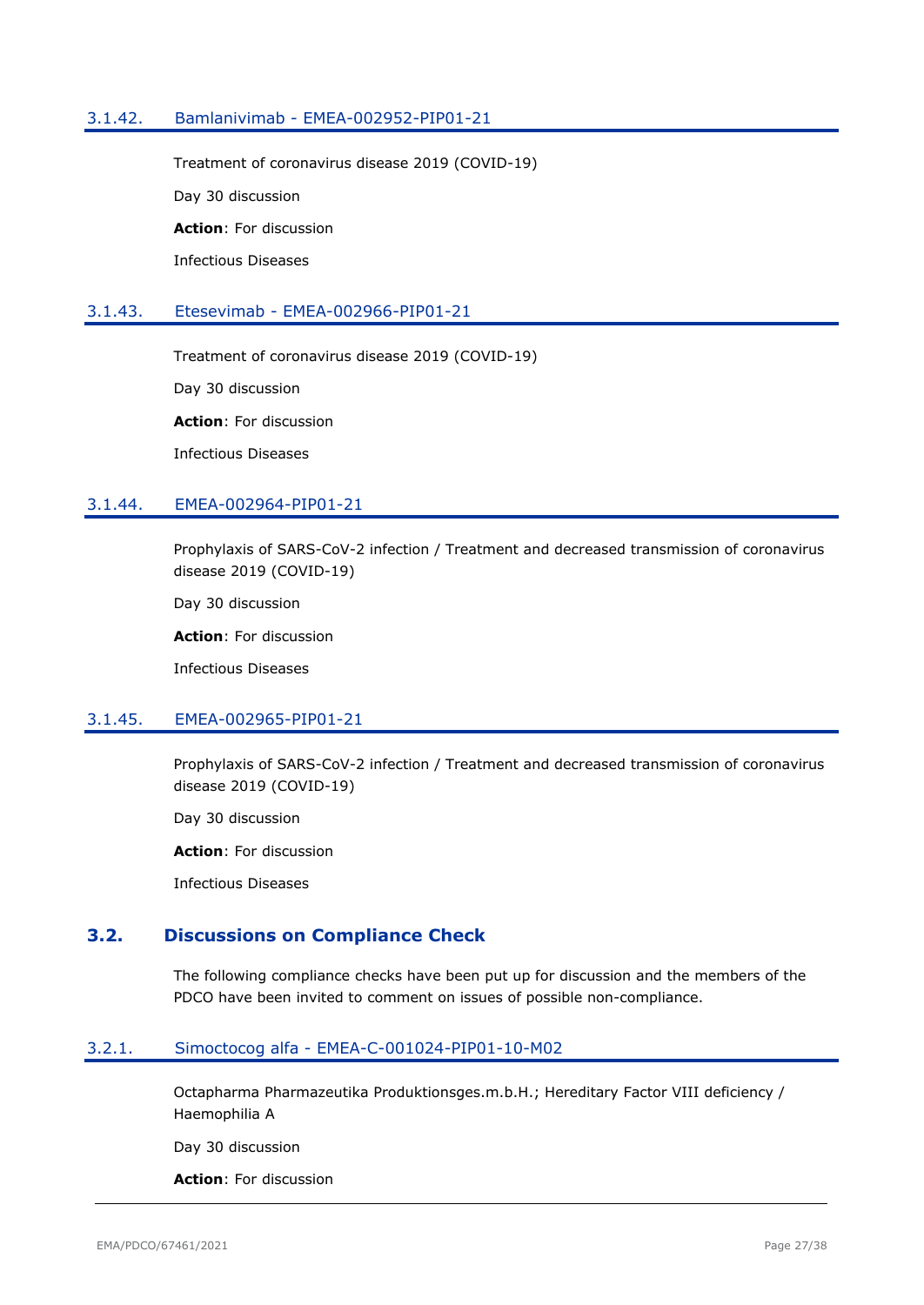### 3.1.42. Bamlanivimab - EMEA-002952-PIP01-21

Treatment of coronavirus disease 2019 (COVID-19)

Day 30 discussion

**Action**: For discussion

Infectious Diseases

### 3.1.43. Etesevimab - EMEA-002966-PIP01-21

Treatment of coronavirus disease 2019 (COVID-19)

Day 30 discussion

**Action**: For discussion

Infectious Diseases

### 3.1.44. EMEA-002964-PIP01-21

Prophylaxis of SARS-CoV-2 infection / Treatment and decreased transmission of coronavirus disease 2019 (COVID-19)

Day 30 discussion

**Action**: For discussion

Infectious Diseases

### 3.1.45. EMEA-002965-PIP01-21

Prophylaxis of SARS-CoV-2 infection / Treatment and decreased transmission of coronavirus disease 2019 (COVID-19)

Day 30 discussion

**Action**: For discussion

Infectious Diseases

## 3.2. Discussions on Compliance Check

The following compliance checks have been put up for discussion and the members of the PDCO have been invited to comment on issues of possible non-compliance.

### 3.2.1. Simoctocog alfa - EMEA-C-001024-PIP01-10-M02

Octapharma Pharmazeutika Produktionsges.m.b.H.; Hereditary Factor VIII deficiency / Haemophilia A

Day 30 discussion

**Action**: For discussion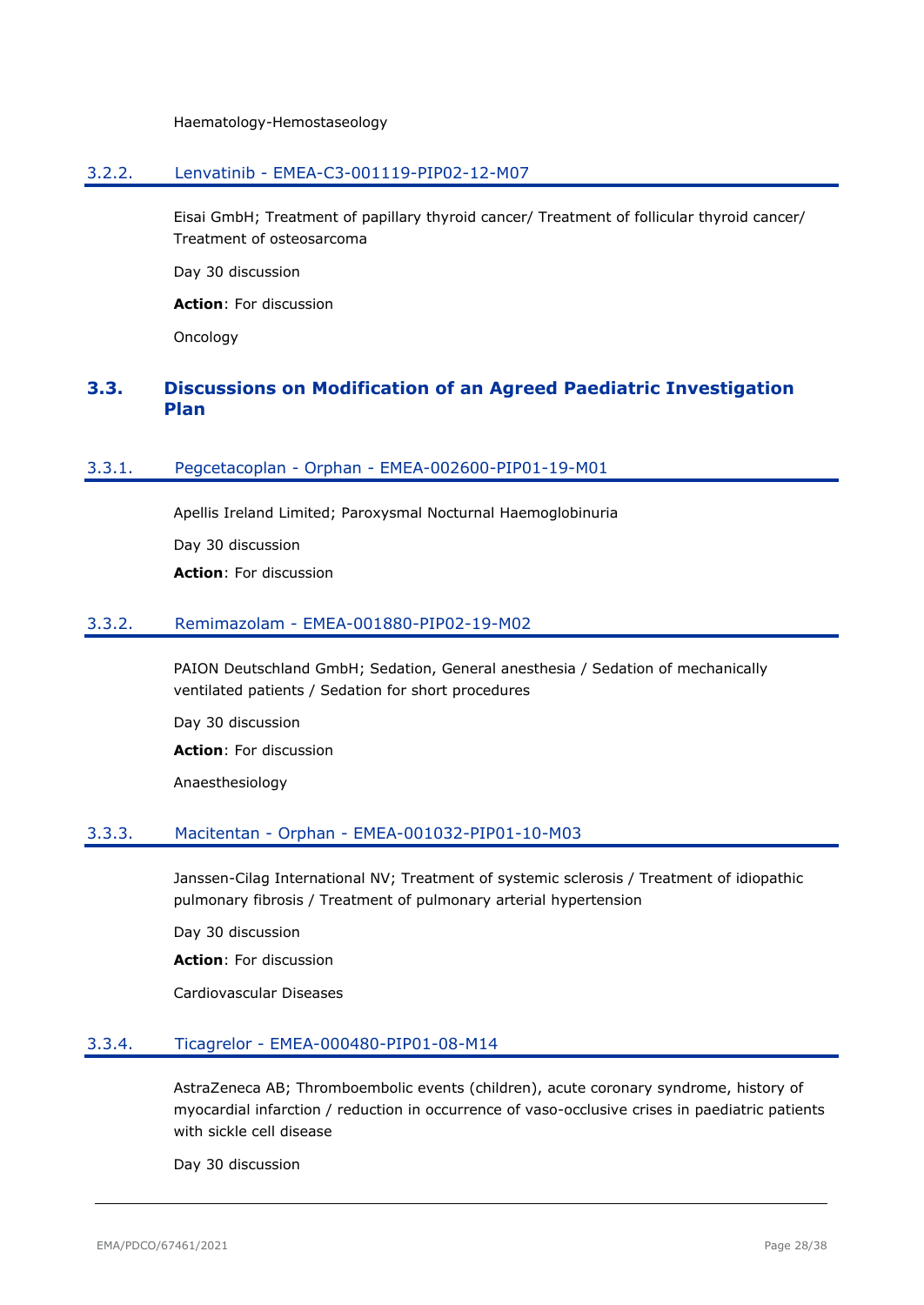Haematology-Hemostaseology

### 3.2.2. Lenvatinib - EMEA-C3-001119-PIP02-12-M07

Eisai GmbH; Treatment of papillary thyroid cancer/ Treatment of follicular thyroid cancer/ Treatment of osteosarcoma

Day 30 discussion

**Action**: For discussion

Oncology

## 3.3. Discussions on Modification of an Agreed Paediatric Investigation Plan

### 3.3.1. Pegcetacoplan - Orphan - EMEA-002600-PIP01-19-M01

Apellis Ireland Limited; Paroxysmal Nocturnal Haemoglobinuria

Day 30 discussion

**Action**: For discussion

### 3.3.2. Remimazolam - EMEA-001880-PIP02-19-M02

PAION Deutschland GmbH; Sedation, General anesthesia / Sedation of mechanically ventilated patients / Sedation for short procedures

Day 30 discussion

**Action**: For discussion

Anaesthesiology

### 3.3.3. Macitentan - Orphan - EMEA-001032-PIP01-10-M03

Janssen-Cilag International NV; Treatment of systemic sclerosis / Treatment of idiopathic pulmonary fibrosis / Treatment of pulmonary arterial hypertension

Day 30 discussion

**Action**: For discussion

Cardiovascular Diseases

### 3.3.4. Ticagrelor - EMEA-000480-PIP01-08-M14

AstraZeneca AB; Thromboembolic events (children), acute coronary syndrome, history of myocardial infarction / reduction in occurrence of vaso-occlusive crises in paediatric patients with sickle cell disease

Day 30 discussion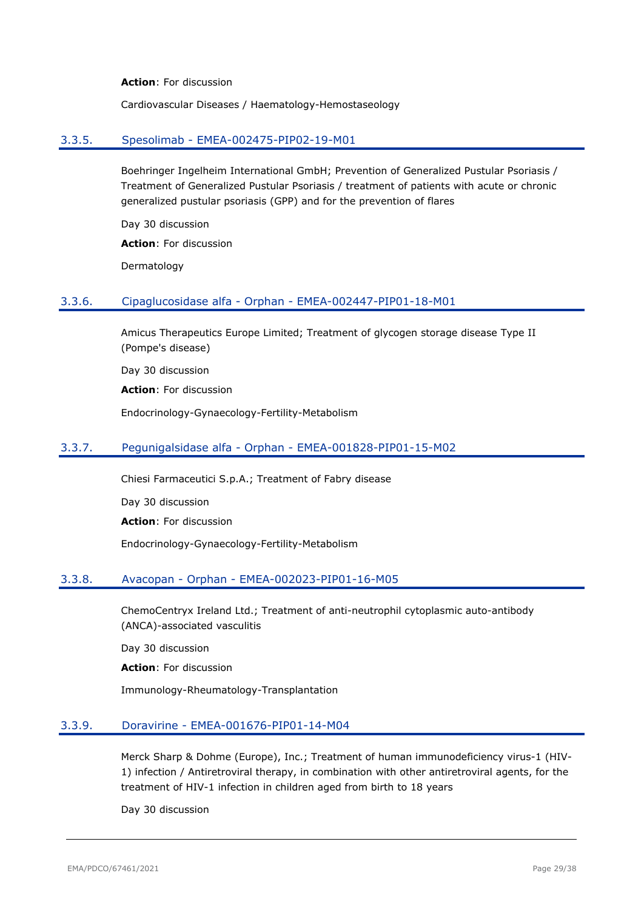**Action**: For discussion

Cardiovascular Diseases / Haematology-Hemostaseology

### 3.3.5. Spesolimab - EMEA-002475-PIP02-19-M01

Boehringer Ingelheim International GmbH; Prevention of Generalized Pustular Psoriasis / Treatment of Generalized Pustular Psoriasis / treatment of patients with acute or chronic generalized pustular psoriasis (GPP) and for the prevention of flares

Day 30 discussion

**Action**: For discussion

Dermatology

### 3.3.6. Cipaglucosidase alfa - Orphan - EMEA-002447-PIP01-18-M01

Amicus Therapeutics Europe Limited; Treatment of glycogen storage disease Type II (Pompe's disease)

Day 30 discussion

**Action**: For discussion

Endocrinology-Gynaecology-Fertility-Metabolism

### 3.3.7. Pegunigalsidase alfa - Orphan - EMEA-001828-PIP01-15-M02

Chiesi Farmaceutici S.p.A.; Treatment of Fabry disease

Day 30 discussion

**Action**: For discussion

Endocrinology-Gynaecology-Fertility-Metabolism

### 3.3.8. Avacopan - Orphan - EMEA-002023-PIP01-16-M05

ChemoCentryx Ireland Ltd.; Treatment of anti-neutrophil cytoplasmic auto-antibody (ANCA)-associated vasculitis

Day 30 discussion

**Action**: For discussion

Immunology-Rheumatology-Transplantation

### 3.3.9. Doravirine - EMEA-001676-PIP01-14-M04

Merck Sharp & Dohme (Europe), Inc.; Treatment of human immunodeficiency virus-1 (HIV-1) infection / Antiretroviral therapy, in combination with other antiretroviral agents, for the treatment of HIV-1 infection in children aged from birth to 18 years

Day 30 discussion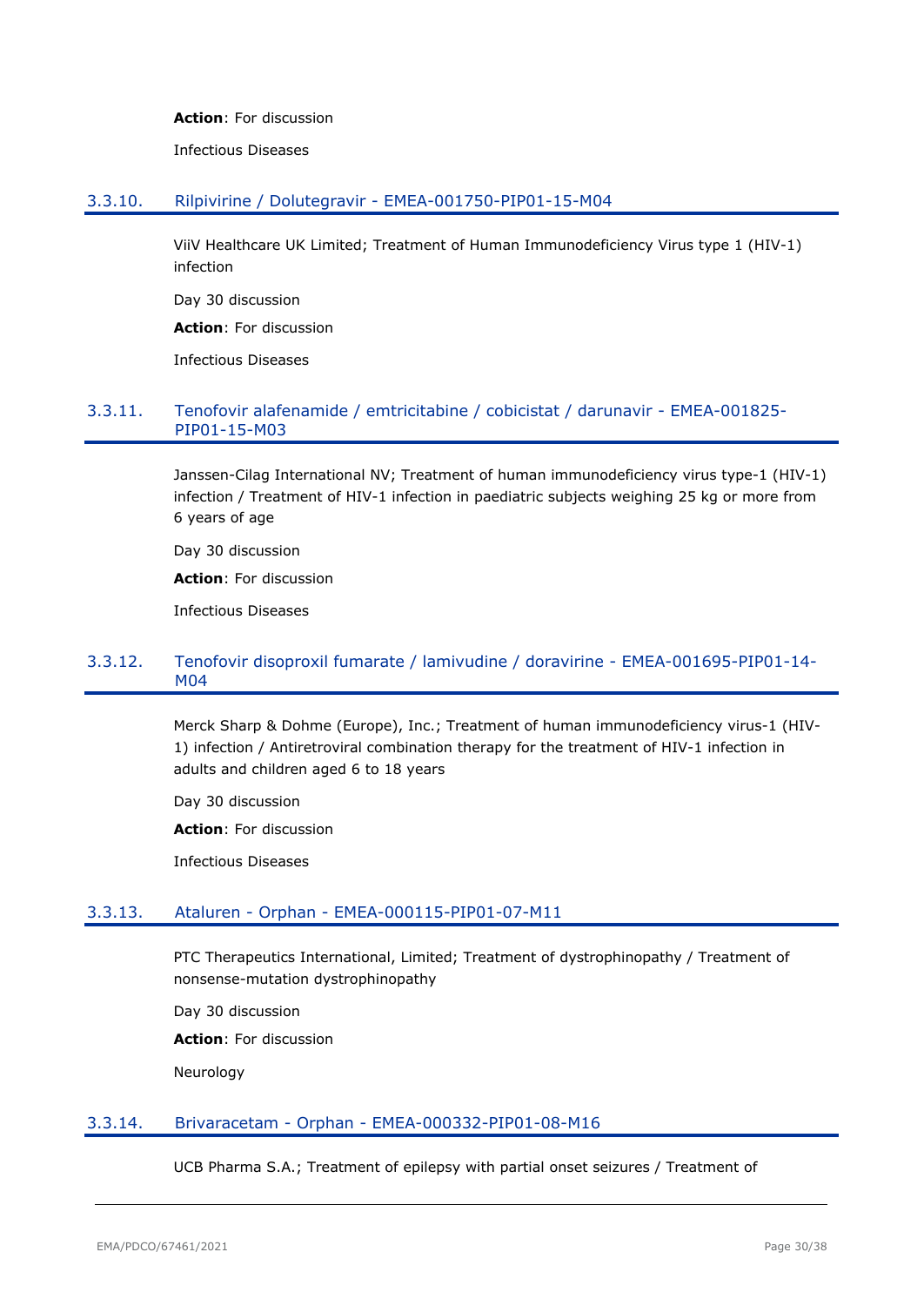**Action**: For discussion

Infectious Diseases

### 3.3.10. Rilpivirine / Dolutegravir - EMEA-001750-PIP01-15-M04

ViiV Healthcare UK Limited; Treatment of Human Immunodeficiency Virus type 1 (HIV-1) infection

Day 30 discussion

**Action**: For discussion

Infectious Diseases

### 3.3.11. Tenofovir alafenamide / emtricitabine / cobicistat / darunavir - EMEA-001825-PIP01-15-M03

Janssen-Cilag International NV; Treatment of human immunodeficiency virus type-1 (HIV-1) infection / Treatment of HIV-1 infection in paediatric subjects weighing 25 kg or more from 6 years of age

Day 30 discussion

**Action**: For discussion

Infectious Diseases

### 3.3.12. Tenofovir disoproxil fumarate / lamivudine / doravirine - EMEA-001695-PIP01-14-M04

Merck Sharp & Dohme (Europe), Inc.; Treatment of human immunodeficiency virus-1 (HIV-1) infection / Antiretroviral combination therapy for the treatment of HIV-1 infection in adults and children aged 6 to 18 years

Day 30 discussion

**Action**: For discussion

Infectious Diseases

### 3.3.13. Ataluren - Orphan - EMEA-000115-PIP01-07-M11

PTC Therapeutics International, Limited; Treatment of dystrophinopathy / Treatment of nonsense-mutation dystrophinopathy

Day 30 discussion

**Action**: For discussion

Neurology

### 3.3.14. Brivaracetam - Orphan - EMEA-000332-PIP01-08-M16

UCB Pharma S.A.; Treatment of epilepsy with partial onset seizures / Treatment of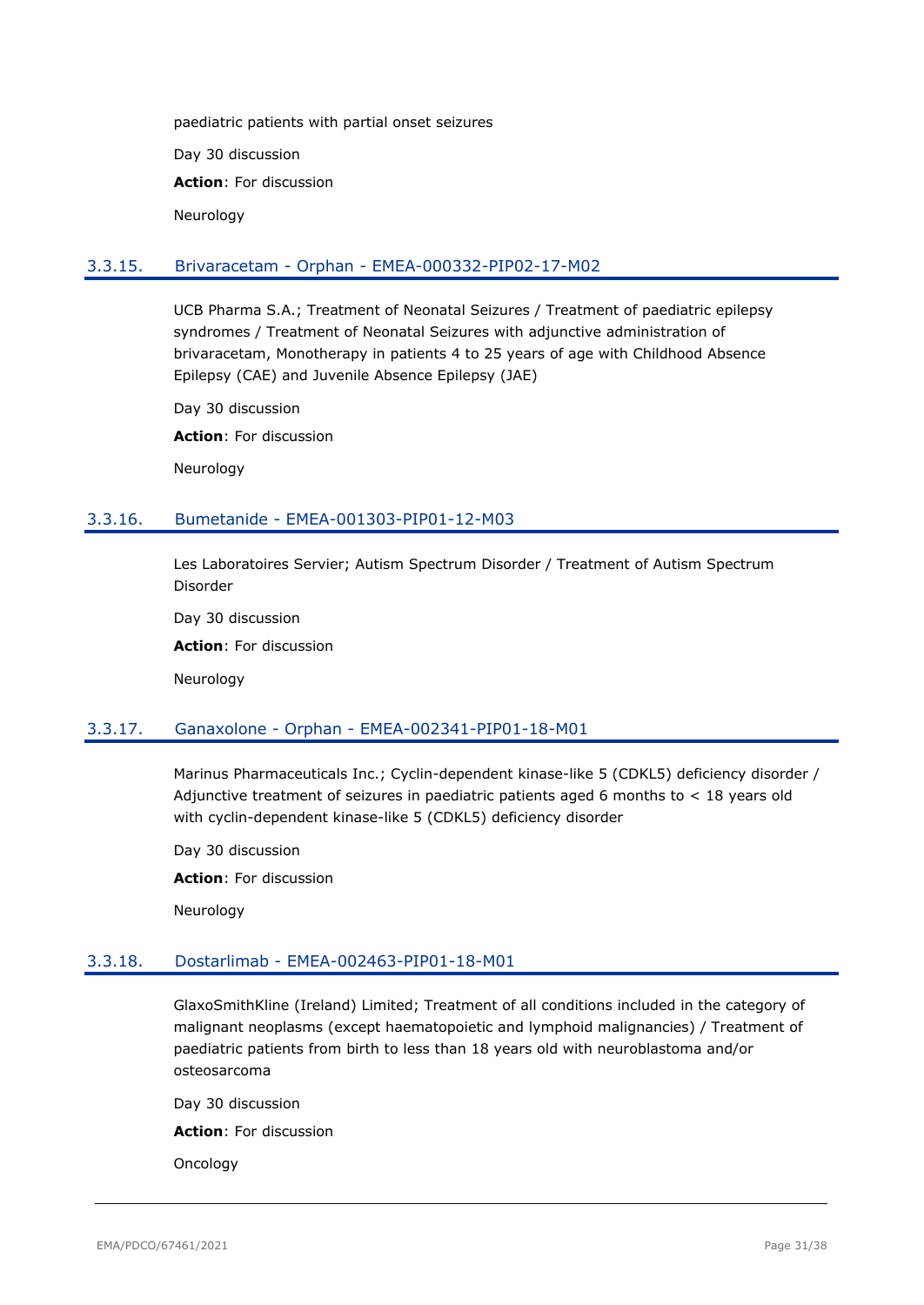paediatric patients with partial onset seizures

Day 30 discussion

**Action**: For discussion

Neurology

### 3.3.15. Brivaracetam - Orphan - EMEA-000332-PIP02-17-M02

UCB Pharma S.A.; Treatment of Neonatal Seizures / Treatment of paediatric epilepsy syndromes / Treatment of Neonatal Seizures with adjunctive administration of brivaracetam, Monotherapy in patients 4 to 25 years of age with Childhood Absence Epilepsy (CAE) and Juvenile Absence Epilepsy (JAE)

Day 30 discussion

**Action**: For discussion

Neurology

### 3.3.16. Bumetanide - EMEA-001303-PIP01-12-M03

Les Laboratoires Servier; Autism Spectrum Disorder / Treatment of Autism Spectrum Disorder

Day 30 discussion

**Action**: For discussion

Neurology

### 3.3.17. Ganaxolone - Orphan - EMEA-002341-PIP01-18-M01

Marinus Pharmaceuticals Inc.; Cyclin-dependent kinase-like 5 (CDKL5) deficiency disorder / Adjunctive treatment of seizures in paediatric patients aged 6 months to < 18 years old with cyclin-dependent kinase-like 5 (CDKL5) deficiency disorder

Day 30 discussion

**Action**: For discussion

Neurology

### 3.3.18. Dostarlimab - EMEA-002463-PIP01-18-M01

GlaxoSmithKline (Ireland) Limited; Treatment of all conditions included in the category of malignant neoplasms (except haematopoietic and lymphoid malignancies) / Treatment of paediatric patients from birth to less than 18 years old with neuroblastoma and/or osteosarcoma

Day 30 discussion

**Action**: For discussion

Oncology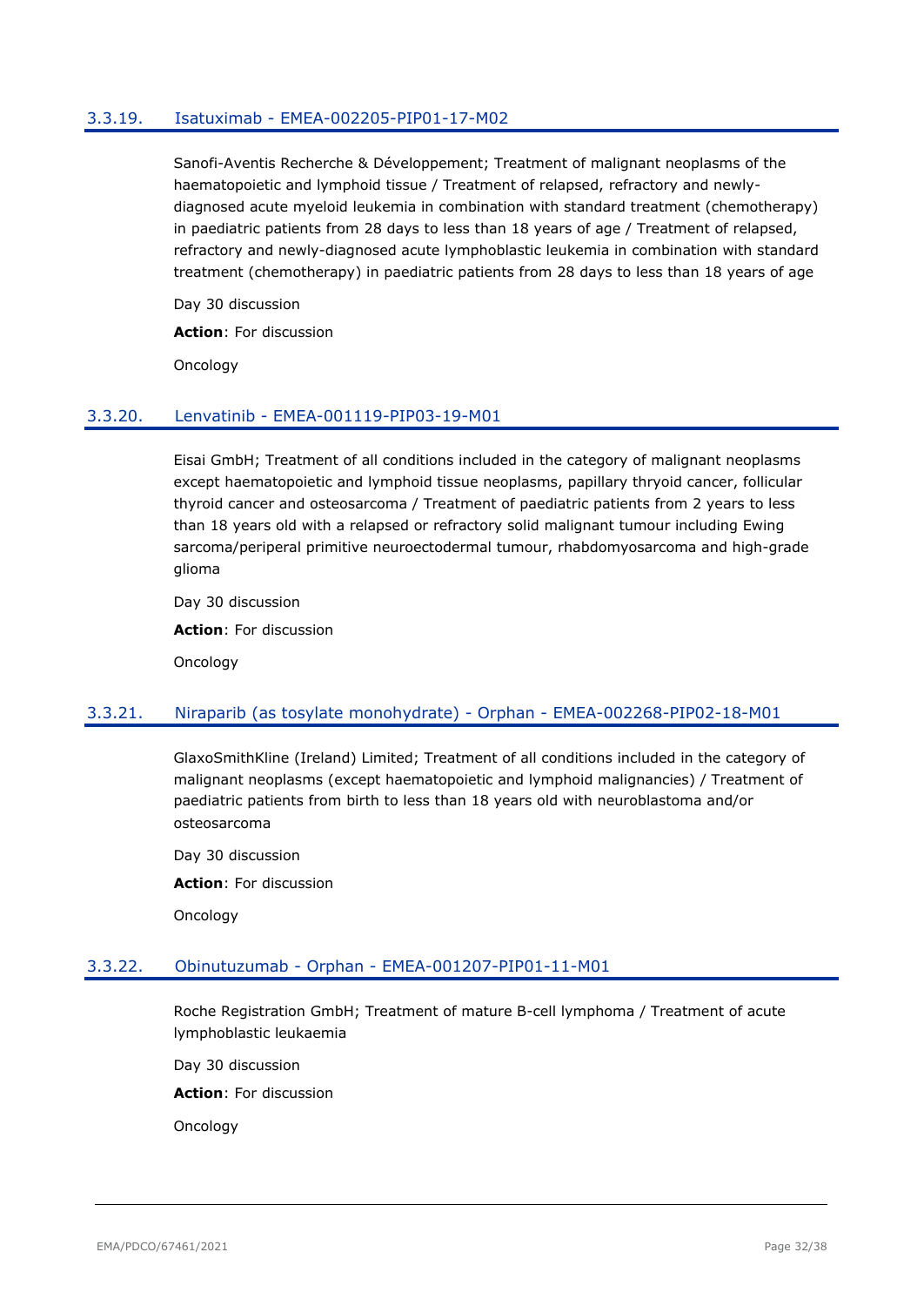### 3.3.19. Isatuximab - EMEA-002205-PIP01-17-M02

Sanofi-Aventis Recherche & Développement; Treatment of malignant neoplasms of the haematopoietic and lymphoid tissue / Treatment of relapsed, refractory and newly-diagnosed acute myeloid leukemia in combination with standard treatment (chemotherapy) in paediatric patients from 28 days to less than 18 years of age / Treatment of relapsed, refractory and newly-diagnosed acute lymphoblastic leukemia in combination with standard treatment (chemotherapy) in paediatric patients from 28 days to less than 18 years of age

Day 30 discussion

**Action**: For discussion

Oncology

### 3.3.20. Lenvatinib - EMEA-001119-PIP03-19-M01

Eisai GmbH; Treatment of all conditions included in the category of malignant neoplasms except haematopoietic and lymphoid tissue neoplasms, papillary thyroid cancer, follicular thyroid cancer and osteosarcoma / Treatment of paediatric patients from 2 years to less than 18 years old with a relapsed or refractory solid malignant tumour including Ewing sarcoma/periperal primitive neuroectodermal tumour, rhabdomyosarcoma and high-grade glioma

Day 30 discussion

**Action**: For discussion

Oncology

### 3.3.21. Niraparib (as tosylate monohydrate) - Orphan - EMEA-002268-PIP02-18-M01

GlaxoSmithKline (Ireland) Limited; Treatment of all conditions included in the category of malignant neoplasms (except haematopoietic and lymphoid malignancies) / Treatment of paediatric patients from birth to less than 18 years old with neuroblastoma and/or osteosarcoma

Day 30 discussion

**Action**: For discussion

Oncology

### 3.3.22. Obinutuzumab - Orphan - EMEA-001207-PIP01-11-M01

Roche Registration GmbH; Treatment of mature B-cell lymphoma / Treatment of acute lymphoblastic leukaemia

Day 30 discussion

**Action**: For discussion

Oncology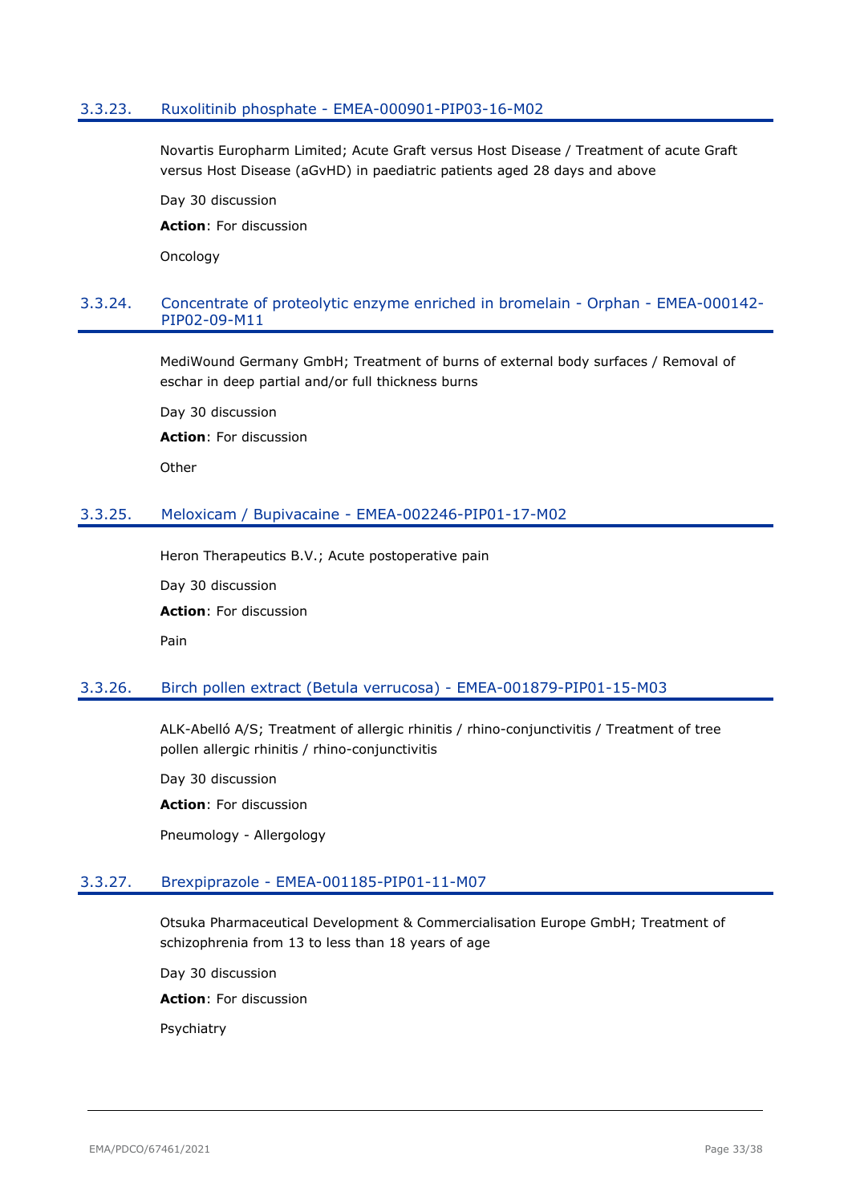### 3.3.23. Ruxolitinib phosphate - EMEA-000901-PIP03-16-M02

Novartis Europharm Limited; Acute Graft versus Host Disease / Treatment of acute Graft versus Host Disease (aGvHD) in paediatric patients aged 28 days and above

Day 30 discussion

**Action**: For discussion

Oncology

### 3.3.24. Concentrate of proteolytic enzyme enriched in bromelain - Orphan - EMEA-000142-PIP02-09-M11

MediWound Germany GmbH; Treatment of burns of external body surfaces / Removal of eschar in deep partial and/or full thickness burns

Day 30 discussion

**Action**: For discussion

Other

### 3.3.25. Meloxicam / Bupivacaine - EMEA-002246-PIP01-17-M02

Heron Therapeutics B.V.; Acute postoperative pain

Day 30 discussion

**Action**: For discussion

Pain

### 3.3.26. Birch pollen extract (Betula verrucosa) - EMEA-001879-PIP01-15-M03

ALK-Abelló A/S; Treatment of allergic rhinitis / rhino-conjunctivitis / Treatment of tree pollen allergic rhinitis / rhino-conjunctivitis

Day 30 discussion

**Action**: For discussion

Pneumology - Allergology

### 3.3.27. Brexpiprazole - EMEA-001185-PIP01-11-M07

Otsuka Pharmaceutical Development & Commercialisation Europe GmbH; Treatment of schizophrenia from 13 to less than 18 years of age

Day 30 discussion

**Action**: For discussion

Psychiatry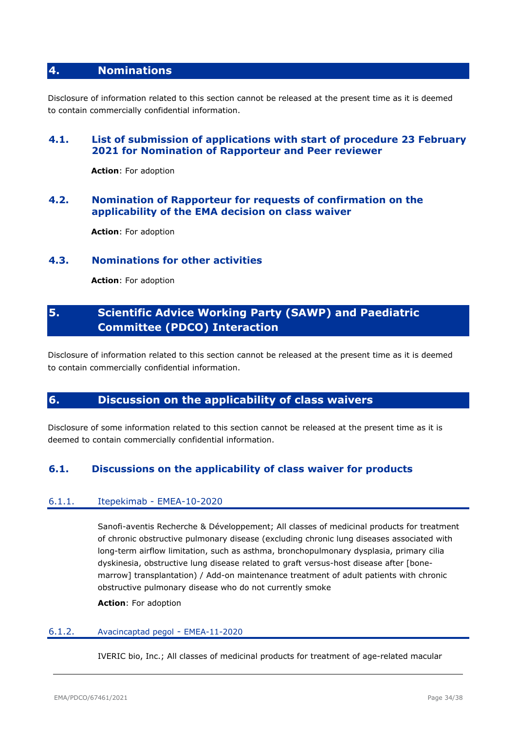# 4. Nominations

Disclosure of information related to this section cannot be released at the present time as it is deemed to contain commercially confidential information.

## 4.1. List of submission of applications with start of procedure 23 February 2021 for Nomination of Rapporteur and Peer reviewer

**Action**: For adoption

## 4.2. Nomination of Rapporteur for requests of confirmation on the applicability of the EMA decision on class waiver

**Action**: For adoption

## 4.3. Nominations for other activities

**Action**: For adoption

# 5. Scientific Advice Working Party (SAWP) and Paediatric Committee (PDCO) Interaction

Disclosure of information related to this section cannot be released at the present time as it is deemed to contain commercially confidential information.

# 6. Discussion on the applicability of class waivers

Disclosure of some information related to this section cannot be released at the present time as it is deemed to contain commercially confidential information.

## 6.1. Discussions on the applicability of class waiver for products

### 6.1.1. Itepekimab - EMEA-10-2020

Sanofi-aventis Recherche & Développement; All classes of medicinal products for treatment of chronic obstructive pulmonary disease (excluding chronic lung diseases associated with long-term airflow limitation, such as asthma, bronchopulmonary dysplasia, primary cilia dyskinesia, obstructive lung disease related to graft versus-host disease after [bone-marrow] transplantation) / Add-on maintenance treatment of adult patients with chronic obstructive pulmonary disease who do not currently smoke

**Action**: For adoption

### 6.1.2. Avacincaptad pegol - EMEA-11-2020

IVERIC bio, Inc.; All classes of medicinal products for treatment of age-related macular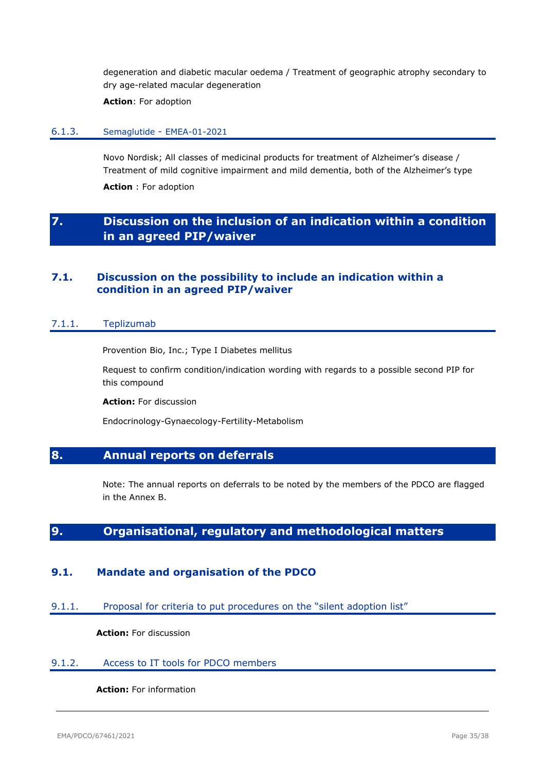degeneration and diabetic macular oedema / Treatment of geographic atrophy secondary to dry age-related macular degeneration

**Action**: For adoption

#### 6.1.3. Semaglutide - EMEA-01-2021

Novo Nordisk; All classes of medicinal products for treatment of Alzheimer's disease / Treatment of mild cognitive impairment and mild dementia, both of the Alzheimer's type

**Action** : For adoption

# 7. Discussion on the inclusion of an indication within a condition in an agreed PIP/waiver

## 7.1. Discussion on the possibility to include an indication within a condition in an agreed PIP/waiver

#### 7.1.1. Teplizumab

Provention Bio, Inc.; Type I Diabetes mellitus

Request to confirm condition/indication wording with regards to a possible second PIP for this compound

**Action:** For discussion

Endocrinology-Gynaecology-Fertility-Metabolism

# 8. Annual reports on deferrals

Note: The annual reports on deferrals to be noted by the members of the PDCO are flagged in the Annex B.

# 9. Organisational, regulatory and methodological matters

## 9.1. Mandate and organisation of the PDCO

#### 9.1.1. Proposal for criteria to put procedures on the "silent adoption list"

**Action:** For discussion

#### 9.1.2. Access to IT tools for PDCO members

**Action:** For information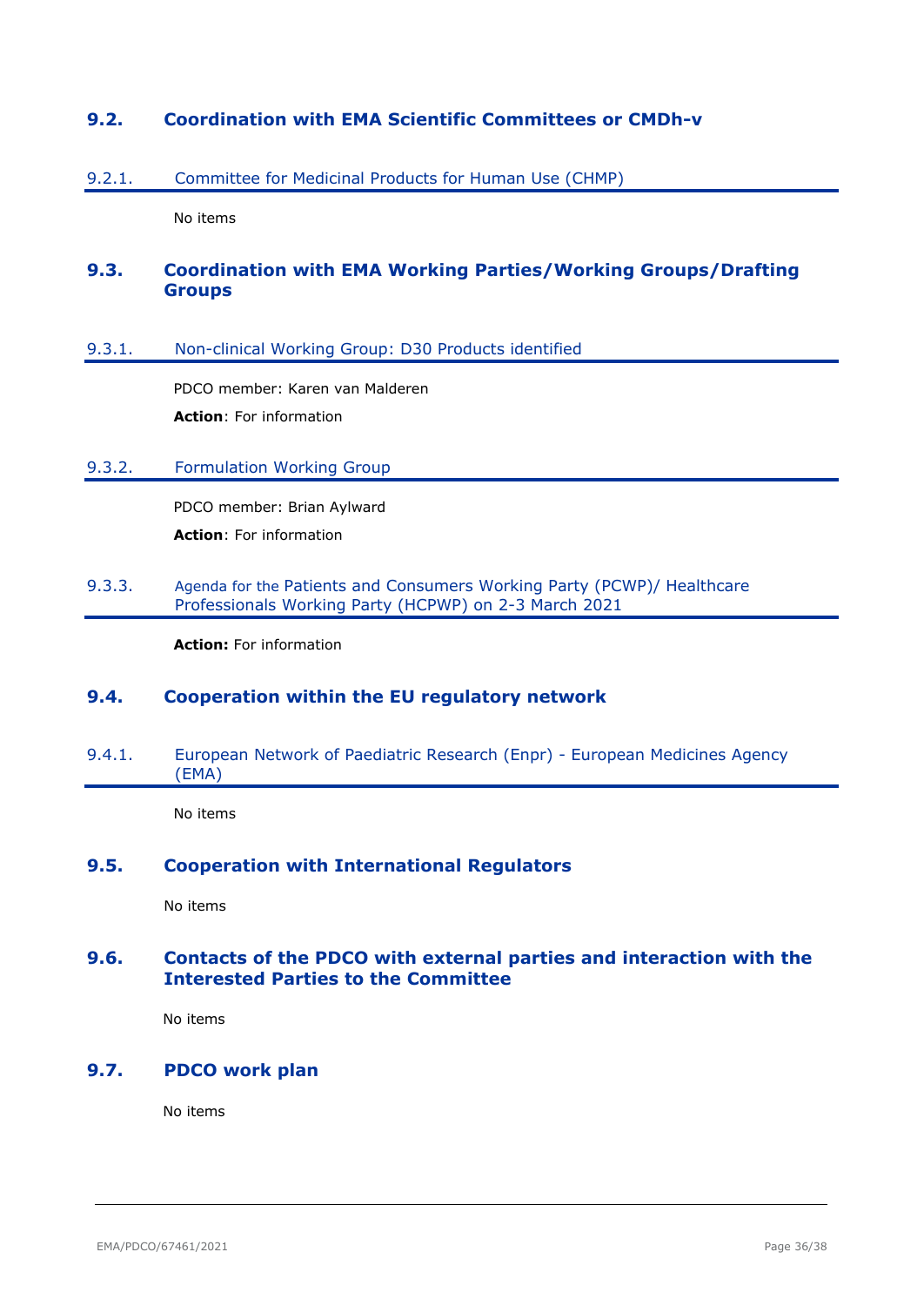## 9.2. Coordination with EMA Scientific Committees or CMDh-v

### 9.2.1. Committee for Medicinal Products for Human Use (CHMP)

No items

## 9.3. Coordination with EMA Working Parties/Working Groups/Drafting Groups

### 9.3.1. Non-clinical Working Group: D30 Products identified

PDCO member: Karen van Malderen

**Action**: For information

### 9.3.2. Formulation Working Group

PDCO member: Brian Aylward

**Action**: For information

### 9.3.3. Agenda for the Patients and Consumers Working Party (PCWP)/ Healthcare Professionals Working Party (HCPWP) on 2-3 March 2021

**Action:** For information

## 9.4. Cooperation within the EU regulatory network

### 9.4.1. European Network of Paediatric Research (Enpr) - European Medicines Agency (EMA)

No items

## 9.5. Cooperation with International Regulators

No items

## 9.6. Contacts of the PDCO with external parties and interaction with the Interested Parties to the Committee

No items

## 9.7. PDCO work plan

No items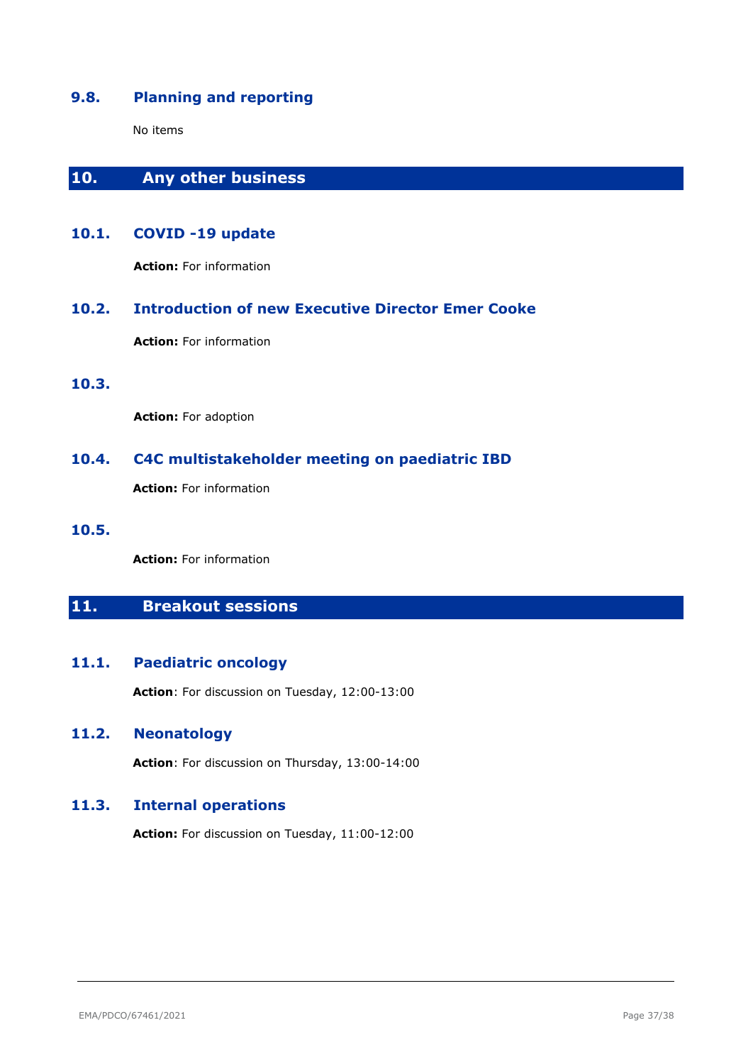## 9.8. Planning and reporting

No items

# 10. Any other business

## 10.1. COVID -19 update

**Action:** For information

## 10.2. Introduction of new Executive Director Emer Cooke

**Action:** For information

## 10.3.

**Action:** For adoption

## 10.4. C4C multistakeholder meeting on paediatric IBD

**Action:** For information

## 10.5.

**Action:** For information

# 11. Breakout sessions

## 11.1. Paediatric oncology

**Action**: For discussion on Tuesday, 12:00-13:00

## 11.2. Neonatology

**Action**: For discussion on Thursday, 13:00-14:00

## 11.3. Internal operations

**Action:** For discussion on Tuesday, 11:00-12:00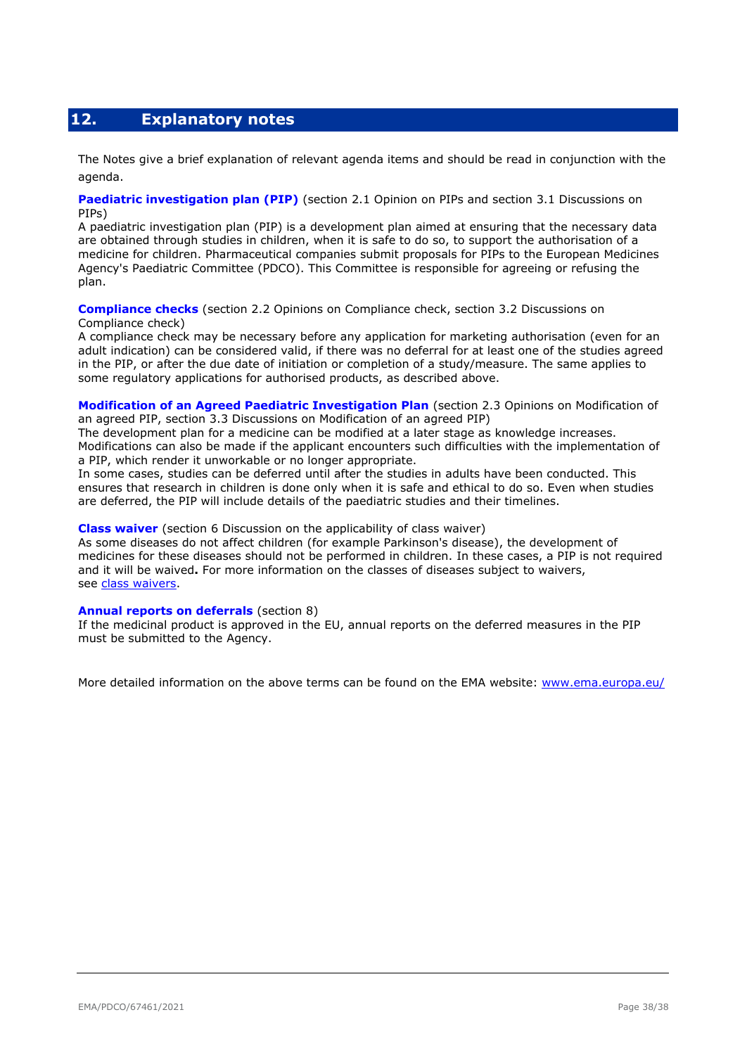## 12. Explanatory notes

The Notes give a brief explanation of relevant agenda items and should be read in conjunction with the agenda.

**Paediatric investigation plan (PIP)** (section 2.1 Opinion on PIPs and section 3.1 Discussions on PIPs)
A paediatric investigation plan (PIP) is a development plan aimed at ensuring that the necessary data are obtained through studies in children, when it is safe to do so, to support the authorisation of a medicine for children. Pharmaceutical companies submit proposals for PIPs to the European Medicines Agency's Paediatric Committee (PDCO). This Committee is responsible for agreeing or refusing the plan.

**Compliance checks** (section 2.2 Opinions on Compliance check, section 3.2 Discussions on Compliance check)
A compliance check may be necessary before any application for marketing authorisation (even for an adult indication) can be considered valid, if there was no deferral for at least one of the studies agreed in the PIP, or after the due date of initiation or completion of a study/measure. The same applies to some regulatory applications for authorised products, as described above.

**Modification of an Agreed Paediatric Investigation Plan** (section 2.3 Opinions on Modification of an agreed PIP, section 3.3 Discussions on Modification of an agreed PIP)
The development plan for a medicine can be modified at a later stage as knowledge increases. Modifications can also be made if the applicant encounters such difficulties with the implementation of a PIP, which render it unworkable or no longer appropriate.
In some cases, studies can be deferred until after the studies in adults have been conducted. This ensures that research in children is done only when it is safe and ethical to do so. Even when studies are deferred, the PIP will include details of the paediatric studies and their timelines.

**Class waiver** (section 6 Discussion on the applicability of class waiver)
As some diseases do not affect children (for example Parkinson's disease), the development of medicines for these diseases should not be performed in children. In these cases, a PIP is not required and it will be waived**.** For more information on the classes of diseases subject to waivers, see [class waivers](class waivers).

**Annual reports on deferrals** (section 8)
If the medicinal product is approved in the EU, annual reports on the deferred measures in the PIP must be submitted to the Agency.

More detailed information on the above terms can be found on the EMA website: [www.ema.europa.eu/](www.ema.europa.eu/)